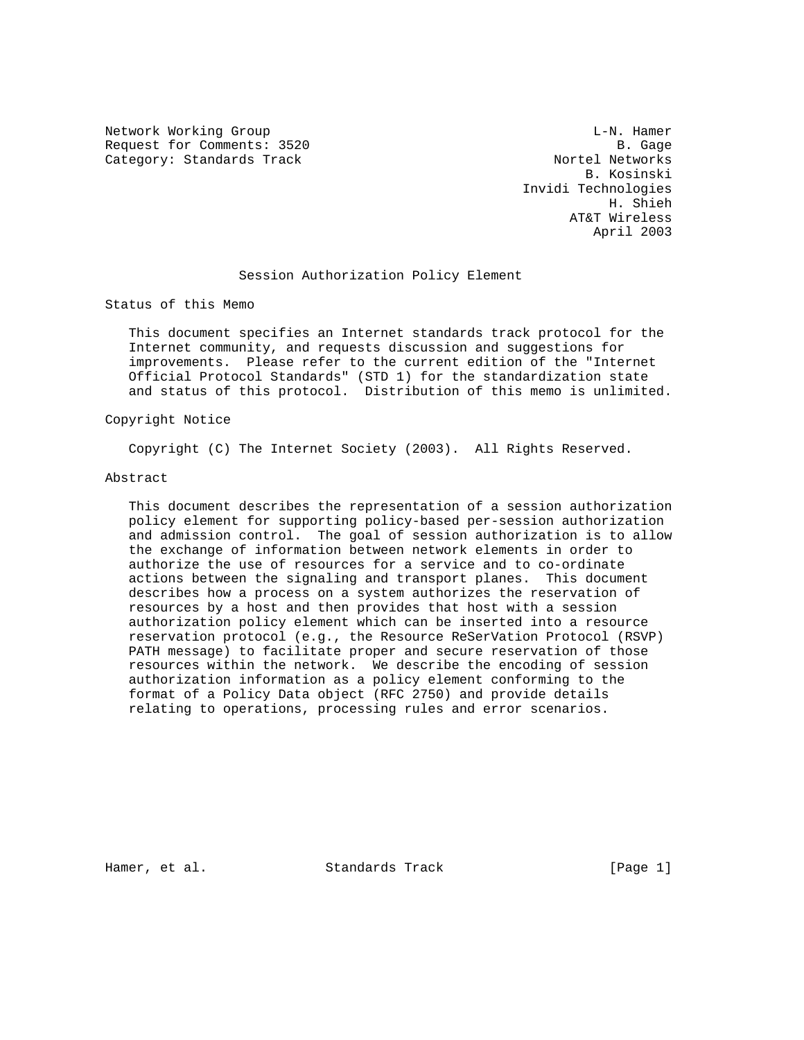Network Working Group L-N. Hamer
Request for Comments: 3520 B. Gage
Category: Standards Track Nortel Networks
B. Kosinski
Invidi Technologies
H. Shieh
AT&T Wireless
April 2003

# Session Authorization Policy Element

## Status of this Memo

This document specifies an Internet standards track protocol for the Internet community, and requests discussion and suggestions for improvements. Please refer to the current edition of the "Internet Official Protocol Standards" (STD 1) for the standardization state and status of this protocol. Distribution of this memo is unlimited.

## Copyright Notice

Copyright (C) The Internet Society (2003). All Rights Reserved.

## Abstract

This document describes the representation of a session authorization policy element for supporting policy-based per-session authorization and admission control. The goal of session authorization is to allow the exchange of information between network elements in order to authorize the use of resources for a service and to co-ordinate actions between the signaling and transport planes. This document describes how a process on a system authorizes the reservation of resources by a host and then provides that host with a session authorization policy element which can be inserted into a resource reservation protocol (e.g., the Resource ReSerVation Protocol (RSVP) PATH message) to facilitate proper and secure reservation of those resources within the network. We describe the encoding of session authorization information as a policy element conforming to the format of a Policy Data object (RFC 2750) and provide details relating to operations, processing rules and error scenarios.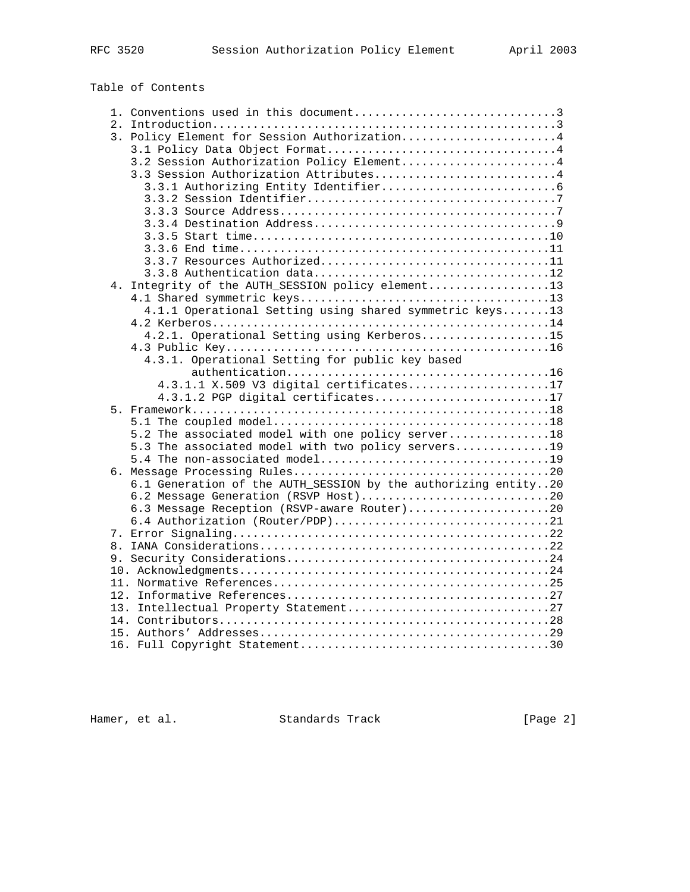Table of Contents

```
   1. Conventions used in this document..............................3
   2. Introduction...................................................3
   3. Policy Element for Session Authorization.......................4
      3.1 Policy Data Object Format..................................4
      3.2 Session Authorization Policy Element.......................4
      3.3 Session Authorization Attributes...........................4
        3.3.1 Authorizing Entity Identifier..........................6
        3.3.2 Session Identifier.....................................7
        3.3.3 Source Address.........................................7
        3.3.4 Destination Address....................................9
        3.3.5 Start time............................................10
        3.3.6 End time..............................................11
        3.3.7 Resources Authorized..................................11
        3.3.8 Authentication data...................................12
   4. Integrity of the AUTH_SESSION policy element..................13
      4.1 Shared symmetric keys.....................................13
        4.1.1 Operational Setting using shared symmetric keys.......13
      4.2 Kerberos..................................................14
        4.2.1. Operational Setting using Kerberos...................15
      4.3 Public Key................................................16
        4.3.1. Operational Setting for public key based
               authentication.......................................16
          4.3.1.1 X.509 V3 digital certificates.....................17
          4.3.1.2 PGP digital certificates..........................17
   5. Framework.....................................................18
      5.1 The coupled model.........................................18
      5.2 The associated model with one policy server...............18
      5.3 The associated model with two policy servers..............19
      5.4 The non-associated model..................................19
   6. Message Processing Rules......................................20
      6.1 Generation of the AUTH_SESSION by the authorizing entity..20
      6.2 Message Generation (RSVP Host)............................20
      6.3 Message Reception (RSVP-aware Router).....................20
      6.4 Authorization (Router/PDP)................................21
   7. Error Signaling...............................................22
   8. IANA Considerations...........................................22
   9. Security Considerations.......................................24
   10. Acknowledgments..............................................24
   11. Normative References.........................................25
   12. Informative References.......................................27
   13. Intellectual Property Statement..............................27
   14. Contributors.................................................28
   15. Authors' Addresses...........................................29
   16. Full Copyright Statement.....................................30
```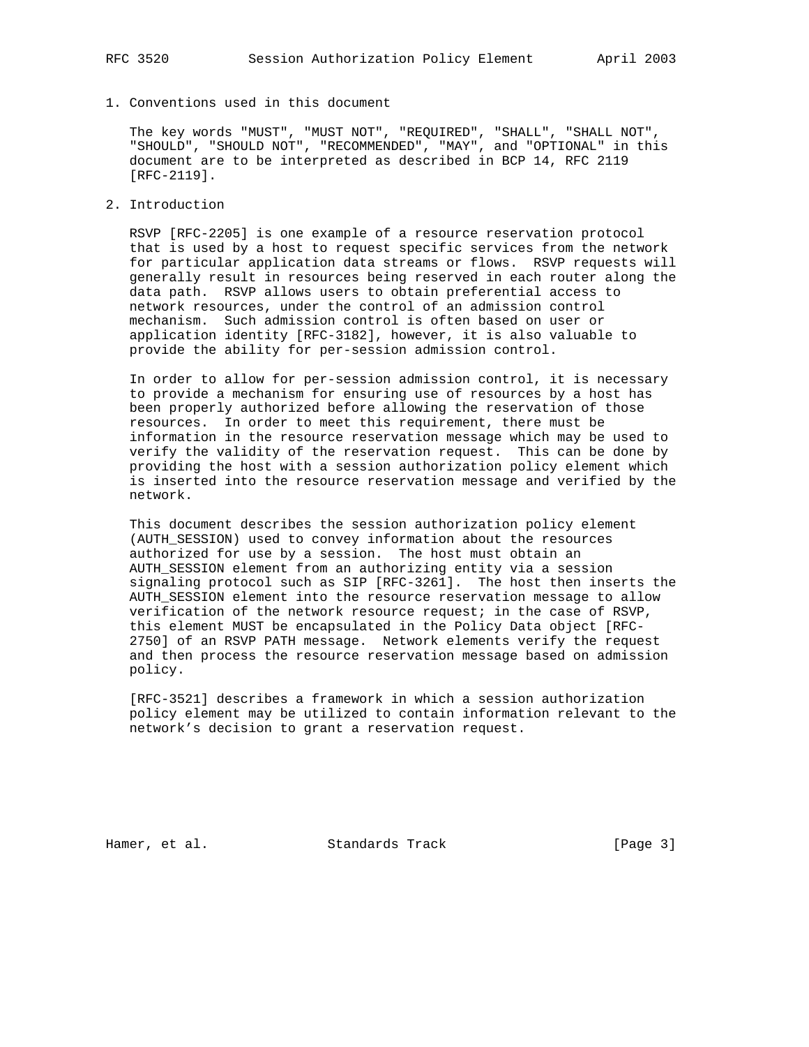## 1. Conventions used in this document

The key words "MUST", "MUST NOT", "REQUIRED", "SHALL", "SHALL NOT", "SHOULD", "SHOULD NOT", "RECOMMENDED", "MAY", and "OPTIONAL" in this document are to be interpreted as described in BCP 14, RFC 2119 [RFC-2119].

## 2. Introduction

RSVP [RFC-2205] is one example of a resource reservation protocol that is used by a host to request specific services from the network for particular application data streams or flows. RSVP requests will generally result in resources being reserved in each router along the data path. RSVP allows users to obtain preferential access to network resources, under the control of an admission control mechanism. Such admission control is often based on user or application identity [RFC-3182], however, it is also valuable to provide the ability for per-session admission control.

In order to allow for per-session admission control, it is necessary to provide a mechanism for ensuring use of resources by a host has been properly authorized before allowing the reservation of those resources. In order to meet this requirement, there must be information in the resource reservation message which may be used to verify the validity of the reservation request. This can be done by providing the host with a session authorization policy element which is inserted into the resource reservation message and verified by the network.

This document describes the session authorization policy element (AUTH_SESSION) used to convey information about the resources authorized for use by a session. The host must obtain an AUTH_SESSION element from an authorizing entity via a session signaling protocol such as SIP [RFC-3261]. The host then inserts the AUTH_SESSION element into the resource reservation message to allow verification of the network resource request; in the case of RSVP, this element MUST be encapsulated in the Policy Data object [RFC-2750] of an RSVP PATH message. Network elements verify the request and then process the resource reservation message based on admission policy.

[RFC-3521] describes a framework in which a session authorization policy element may be utilized to contain information relevant to the network's decision to grant a reservation request.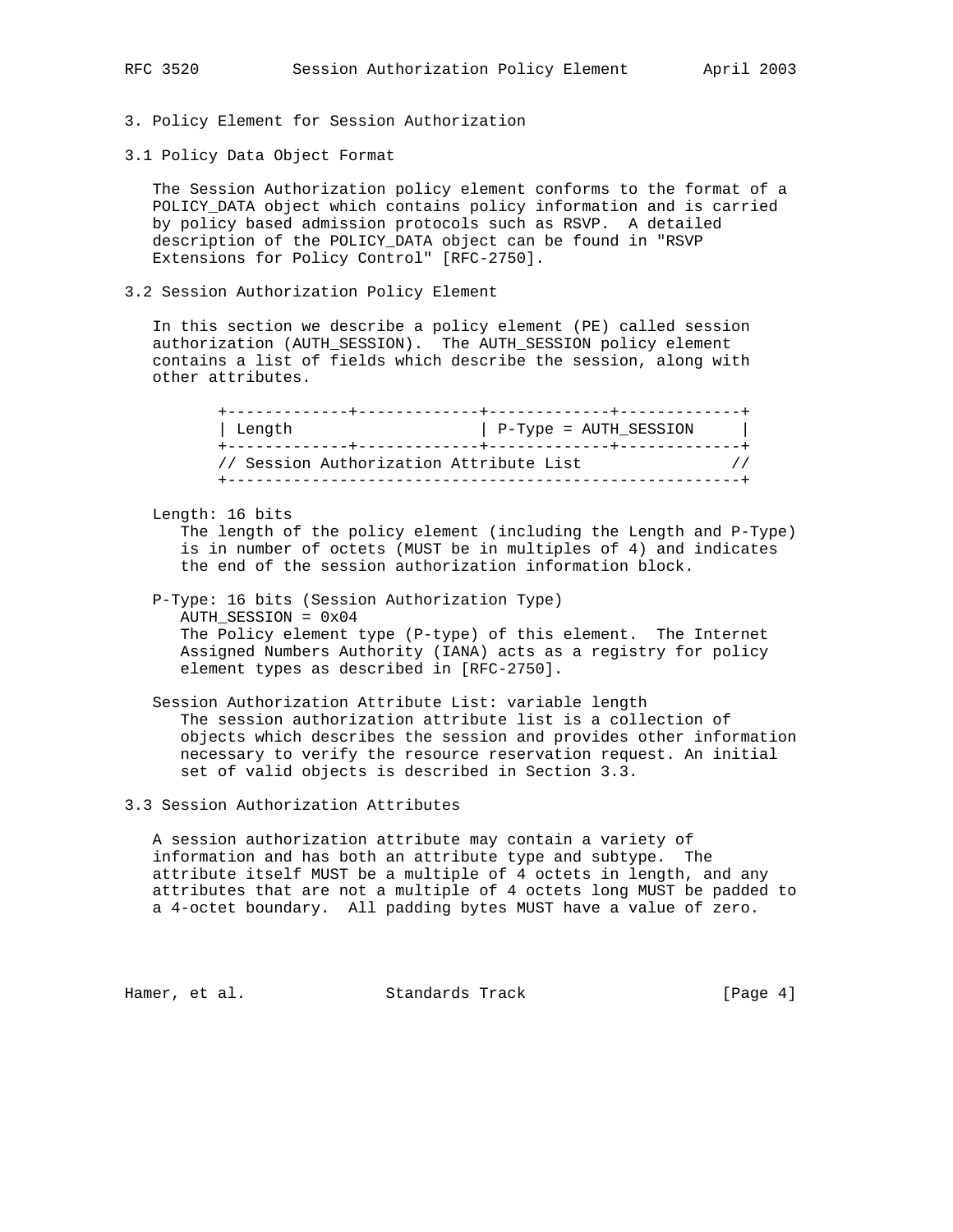## 3. Policy Element for Session Authorization

### 3.1 Policy Data Object Format

The Session Authorization policy element conforms to the format of a POLICY_DATA object which contains policy information and is carried by policy based admission protocols such as RSVP. A detailed description of the POLICY_DATA object can be found in "RSVP Extensions for Policy Control" [RFC-2750].

### 3.2 Session Authorization Policy Element

In this section we describe a policy element (PE) called session authorization (AUTH_SESSION). The AUTH_SESSION policy element contains a list of fields which describe the session, along with other attributes.

```
+-------------+-------------+-------------+-------------+
| Length                    | P-Type = AUTH_SESSION     |
+-------------+-------------+-------------+-------------+
// Session Authorization Attribute List               //
+-------------------------------------------------------+
```

Length: 16 bits
   The length of the policy element (including the Length and P-Type) is in number of octets (MUST be in multiples of 4) and indicates the end of the session authorization information block.

P-Type: 16 bits (Session Authorization Type)
   AUTH_SESSION = 0x04
   The Policy element type (P-type) of this element. The Internet Assigned Numbers Authority (IANA) acts as a registry for policy element types as described in [RFC-2750].

Session Authorization Attribute List: variable length
   The session authorization attribute list is a collection of objects which describes the session and provides other information necessary to verify the resource reservation request. An initial set of valid objects is described in Section 3.3.

### 3.3 Session Authorization Attributes

A session authorization attribute may contain a variety of information and has both an attribute type and subtype. The attribute itself MUST be a multiple of 4 octets in length, and any attributes that are not a multiple of 4 octets long MUST be padded to a 4-octet boundary. All padding bytes MUST have a value of zero.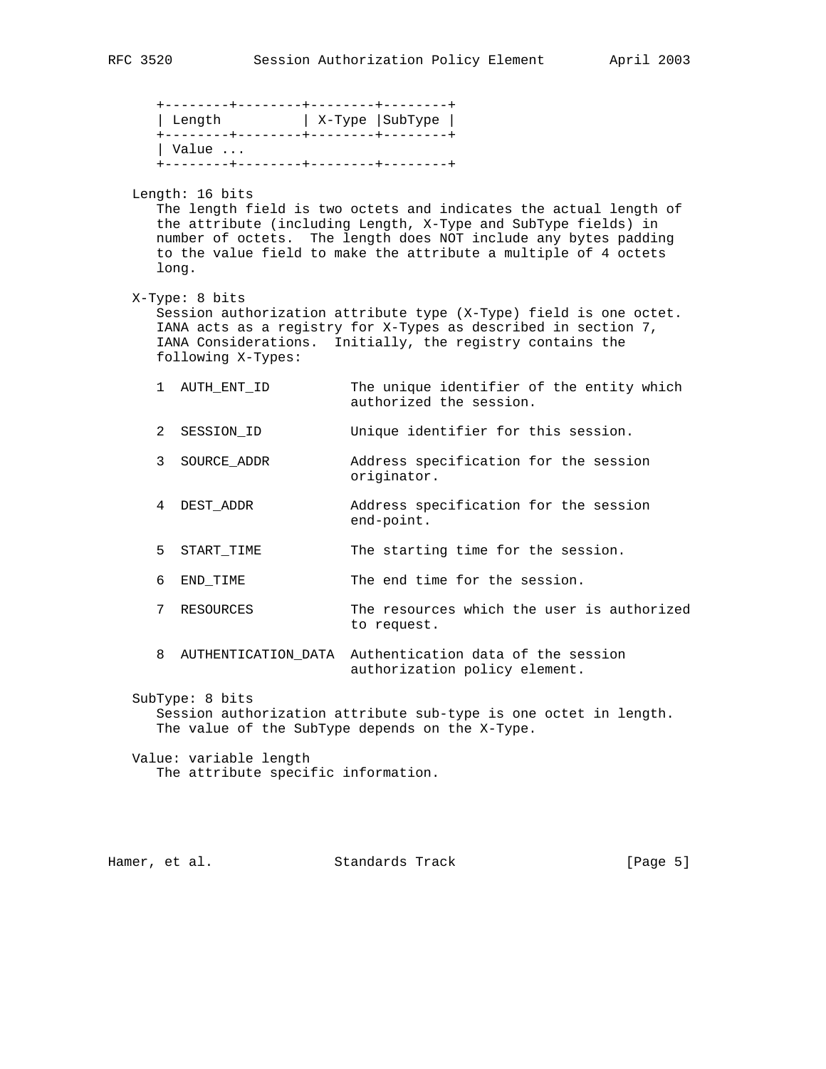```
+--------+--------+--------+--------+
| Length          | X-Type |SubType |
+--------+--------+--------+--------+
| Value ...
+--------+--------+--------+--------+
```

Length: 16 bits
   The length field is two octets and indicates the actual length of the attribute (including Length, X-Type and SubType fields) in number of octets. The length does NOT include any bytes padding to the value field to make the attribute a multiple of 4 octets long.

X-Type: 8 bits
   Session authorization attribute type (X-Type) field is one octet. IANA acts as a registry for X-Types as described in section 7, IANA Considerations. Initially, the registry contains the following X-Types:

| | | |
|---|---|---|
| 1 | AUTH_ENT_ID | The unique identifier of the entity which authorized the session. |
| 2 | SESSION_ID | Unique identifier for this session. |
| 3 | SOURCE_ADDR | Address specification for the session originator. |
| 4 | DEST_ADDR | Address specification for the session end-point. |
| 5 | START_TIME | The starting time for the session. |
| 6 | END_TIME | The end time for the session. |
| 7 | RESOURCES | The resources which the user is authorized to request. |
| 8 | AUTHENTICATION_DATA | Authentication data of the session authorization policy element. |

SubType: 8 bits
   Session authorization attribute sub-type is one octet in length. The value of the SubType depends on the X-Type.

Value: variable length
   The attribute specific information.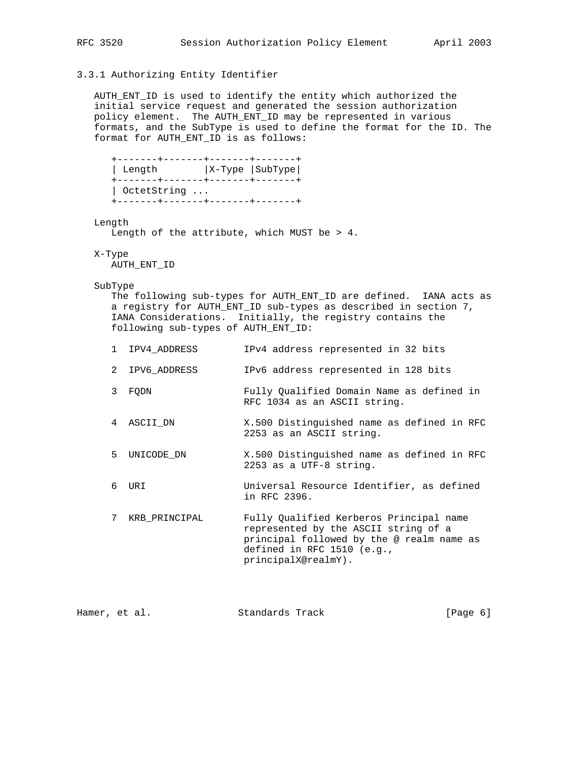### 3.3.1 Authorizing Entity Identifier

AUTH_ENT_ID is used to identify the entity which authorized the initial service request and generated the session authorization policy element. The AUTH_ENT_ID may be represented in various formats, and the SubType is used to define the format for the ID. The format for AUTH_ENT_ID is as follows:

```
+-------+-------+-------+-------+
| Length        |X-Type |SubType|
+-------+-------+-------+-------+
| OctetString ...
+-------+-------+-------+-------+
```

Length
   Length of the attribute, which MUST be > 4.

X-Type
   AUTH_ENT_ID

SubType
   The following sub-types for AUTH_ENT_ID are defined. IANA acts as a registry for AUTH_ENT_ID sub-types as described in section 7, IANA Considerations. Initially, the registry contains the following sub-types of AUTH_ENT_ID:

```
1  IPV4_ADDRESS        IPv4 address represented in 32 bits

2  IPV6_ADDRESS        IPv6 address represented in 128 bits

3  FQDN                Fully Qualified Domain Name as defined in
                       RFC 1034 as an ASCII string.

4  ASCII_DN            X.500 Distinguished name as defined in RFC
                       2253 as an ASCII string.

5  UNICODE_DN          X.500 Distinguished name as defined in RFC
                       2253 as a UTF-8 string.

6  URI                 Universal Resource Identifier, as defined
                       in RFC 2396.

7  KRB_PRINCIPAL       Fully Qualified Kerberos Principal name
                       represented by the ASCII string of a
                       principal followed by the @ realm name as
                       defined in RFC 1510 (e.g.,
                       principalX@realmY).
```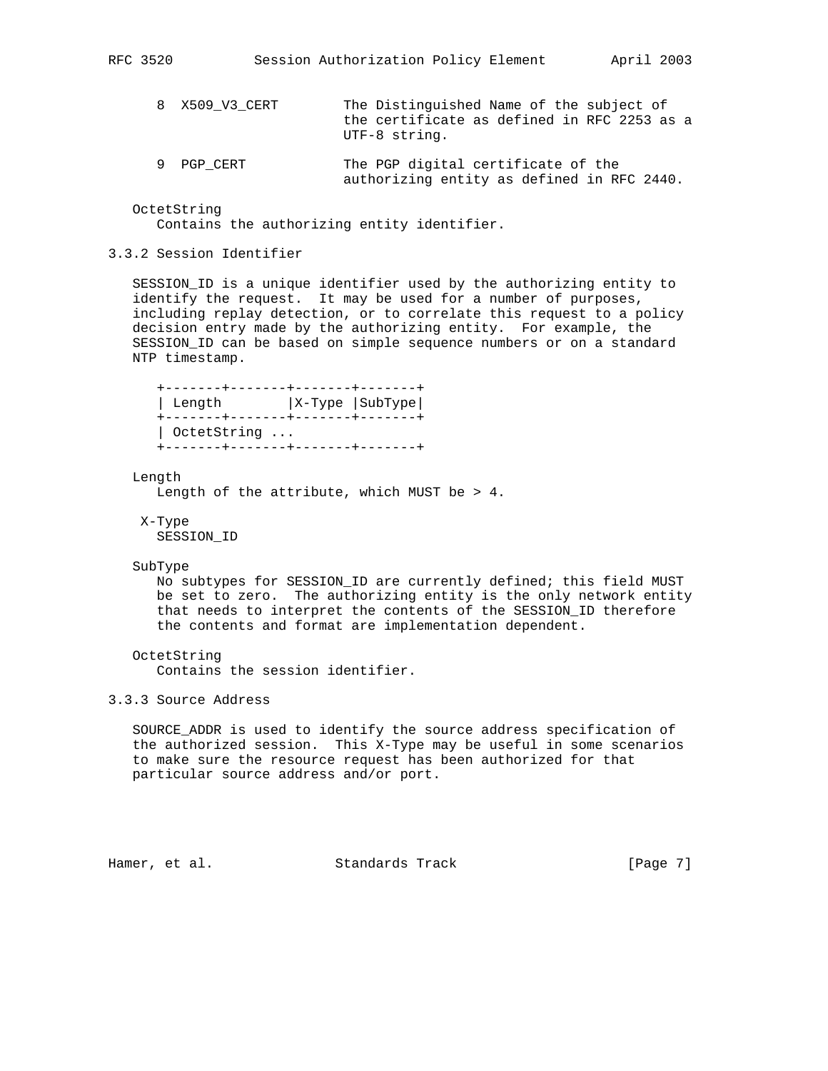8 X509_V3_CERT — The Distinguished Name of the subject of the certificate as defined in RFC 2253 as a UTF-8 string.

9 PGP_CERT — The PGP digital certificate of the authorizing entity as defined in RFC 2440.

OctetString
Contains the authorizing entity identifier.

### 3.3.2 Session Identifier

SESSION_ID is a unique identifier used by the authorizing entity to identify the request. It may be used for a number of purposes, including replay detection, or to correlate this request to a policy decision entry made by the authorizing entity. For example, the SESSION_ID can be based on simple sequence numbers or on a standard NTP timestamp.

```
+-------+-------+-------+-------+
| Length        |X-Type |SubType|
+-------+-------+-------+-------+
| OctetString ...
+-------+-------+-------+-------+
```

Length
Length of the attribute, which MUST be > 4.

X-Type
SESSION_ID

SubType
No subtypes for SESSION_ID are currently defined; this field MUST be set to zero. The authorizing entity is the only network entity that needs to interpret the contents of the SESSION_ID therefore the contents and format are implementation dependent.

OctetString
Contains the session identifier.

### 3.3.3 Source Address

SOURCE_ADDR is used to identify the source address specification of the authorized session. This X-Type may be useful in some scenarios to make sure the resource request has been authorized for that particular source address and/or port.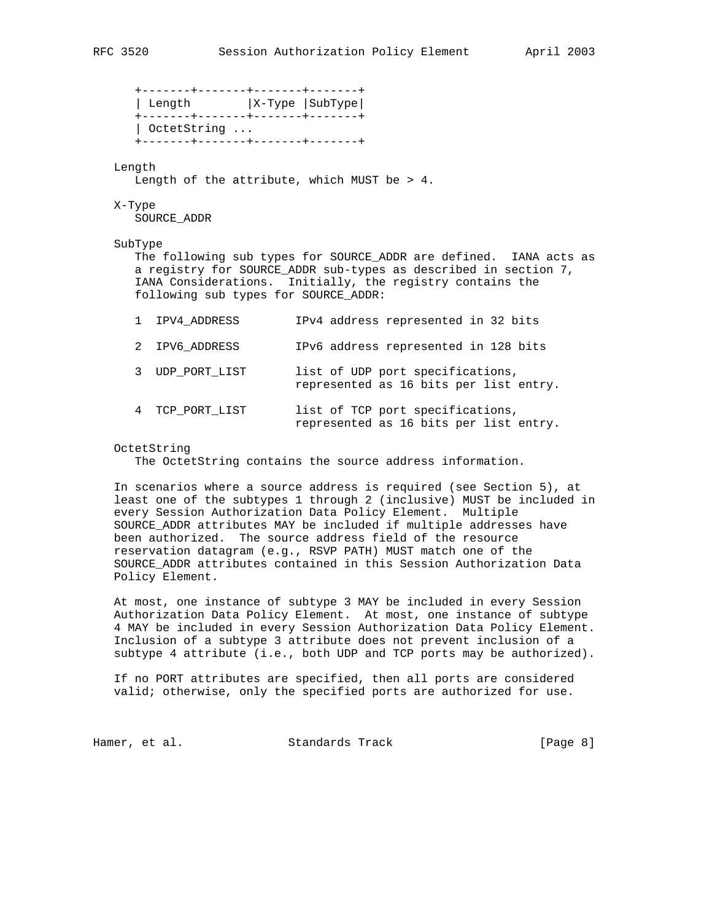```
+-------+-------+-------+-------+
| Length        |X-Type |SubType|
+-------+-------+-------+-------+
| OctetString ...
+-------+-------+-------+-------+
```

Length
   Length of the attribute, which MUST be > 4.

X-Type
   SOURCE_ADDR

SubType
   The following sub types for SOURCE_ADDR are defined. IANA acts as a registry for SOURCE_ADDR sub-types as described in section 7, IANA Considerations. Initially, the registry contains the following sub types for SOURCE_ADDR:

```
1  IPV4_ADDRESS        IPv4 address represented in 32 bits

2  IPV6_ADDRESS        IPv6 address represented in 128 bits

3  UDP_PORT_LIST       list of UDP port specifications,
                       represented as 16 bits per list entry.

4  TCP_PORT_LIST       list of TCP port specifications,
                       represented as 16 bits per list entry.
```

OctetString
   The OctetString contains the source address information.

In scenarios where a source address is required (see Section 5), at least one of the subtypes 1 through 2 (inclusive) MUST be included in every Session Authorization Data Policy Element. Multiple SOURCE_ADDR attributes MAY be included if multiple addresses have been authorized. The source address field of the resource reservation datagram (e.g., RSVP PATH) MUST match one of the SOURCE_ADDR attributes contained in this Session Authorization Data Policy Element.

At most, one instance of subtype 3 MAY be included in every Session Authorization Data Policy Element. At most, one instance of subtype 4 MAY be included in every Session Authorization Data Policy Element. Inclusion of a subtype 3 attribute does not prevent inclusion of a subtype 4 attribute (i.e., both UDP and TCP ports may be authorized).

If no PORT attributes are specified, then all ports are considered valid; otherwise, only the specified ports are authorized for use.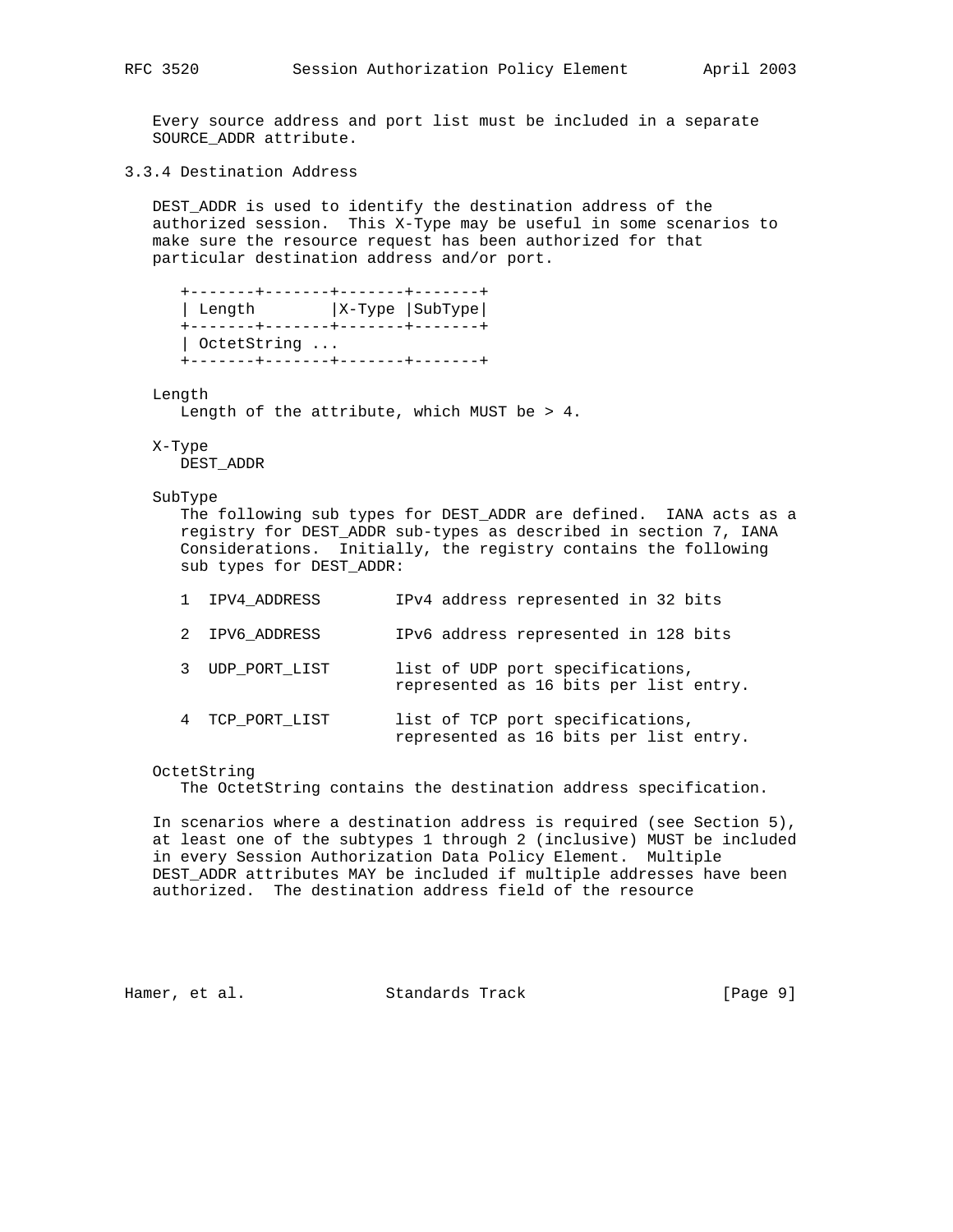Every source address and port list must be included in a separate SOURCE_ADDR attribute.

### 3.3.4 Destination Address

DEST_ADDR is used to identify the destination address of the authorized session. This X-Type may be useful in some scenarios to make sure the resource request has been authorized for that particular destination address and/or port.

```
+-------+-------+-------+-------+
| Length        |X-Type |SubType|
+-------+-------+-------+-------+
| OctetString ...
+-------+-------+-------+-------+
```

Length
   Length of the attribute, which MUST be > 4.

X-Type
   DEST_ADDR

SubType
   The following sub types for DEST_ADDR are defined. IANA acts as a registry for DEST_ADDR sub-types as described in section 7, IANA Considerations. Initially, the registry contains the following sub types for DEST_ADDR:

```
1  IPV4_ADDRESS        IPv4 address represented in 32 bits

2  IPV6_ADDRESS        IPv6 address represented in 128 bits

3  UDP_PORT_LIST       list of UDP port specifications,
                       represented as 16 bits per list entry.

4  TCP_PORT_LIST       list of TCP port specifications,
                       represented as 16 bits per list entry.
```

OctetString
   The OctetString contains the destination address specification.

In scenarios where a destination address is required (see Section 5), at least one of the subtypes 1 through 2 (inclusive) MUST be included in every Session Authorization Data Policy Element. Multiple DEST_ADDR attributes MAY be included if multiple addresses have been authorized. The destination address field of the resource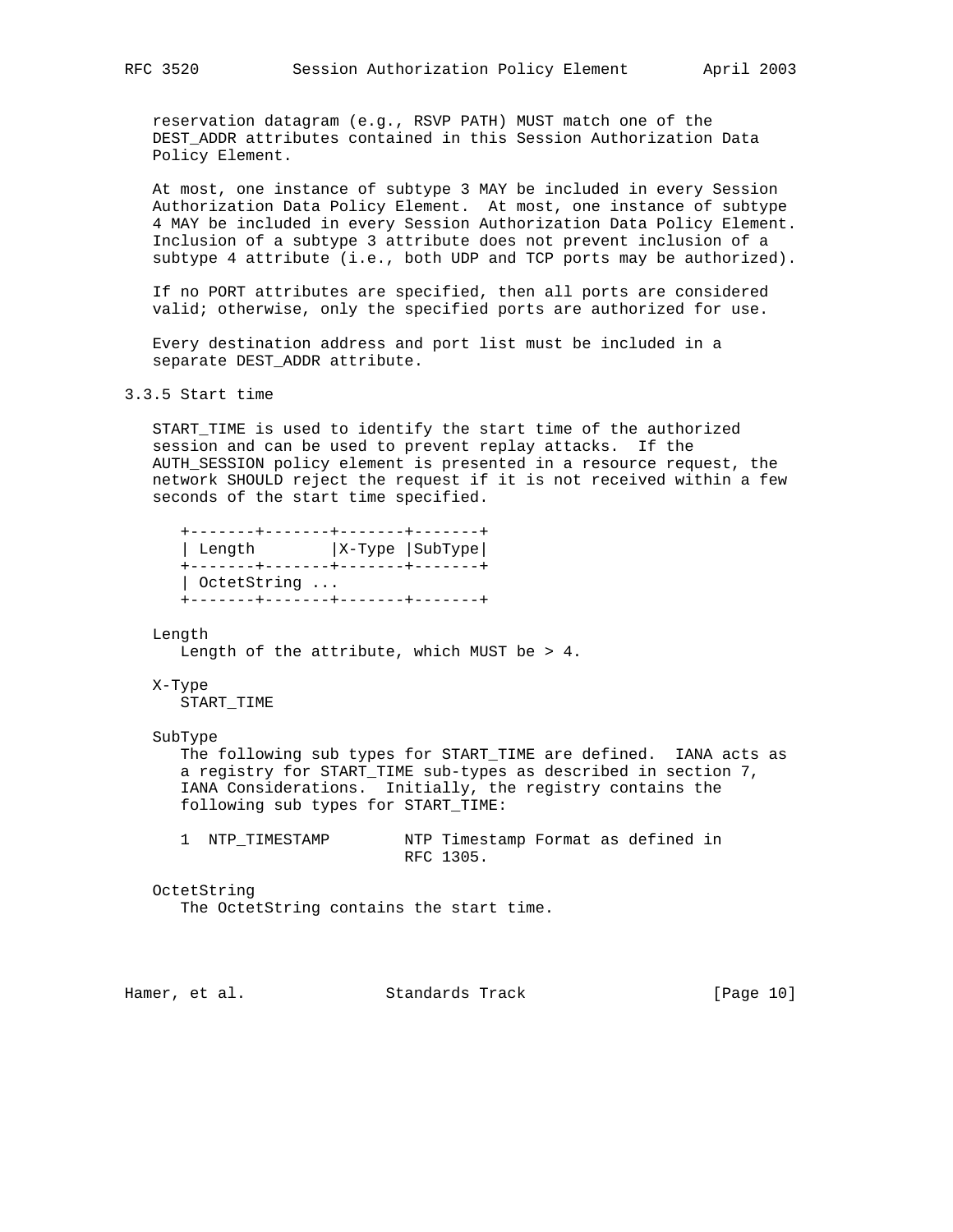reservation datagram (e.g., RSVP PATH) MUST match one of the DEST_ADDR attributes contained in this Session Authorization Data Policy Element.

At most, one instance of subtype 3 MAY be included in every Session Authorization Data Policy Element. At most, one instance of subtype 4 MAY be included in every Session Authorization Data Policy Element. Inclusion of a subtype 3 attribute does not prevent inclusion of a subtype 4 attribute (i.e., both UDP and TCP ports may be authorized).

If no PORT attributes are specified, then all ports are considered valid; otherwise, only the specified ports are authorized for use.

Every destination address and port list must be included in a separate DEST_ADDR attribute.

### 3.3.5 Start time

START_TIME is used to identify the start time of the authorized session and can be used to prevent replay attacks. If the AUTH_SESSION policy element is presented in a resource request, the network SHOULD reject the request if it is not received within a few seconds of the start time specified.

```
+-------+-------+-------+-------+
| Length        |X-Type |SubType|
+-------+-------+-------+-------+
| OctetString ...
+-------+-------+-------+-------+
```

Length
   Length of the attribute, which MUST be > 4.

X-Type
   START_TIME

SubType
   The following sub types for START_TIME are defined. IANA acts as a registry for START_TIME sub-types as described in section 7, IANA Considerations. Initially, the registry contains the following sub types for START_TIME:

```
1  NTP_TIMESTAMP        NTP Timestamp Format as defined in
                        RFC 1305.
```

OctetString
   The OctetString contains the start time.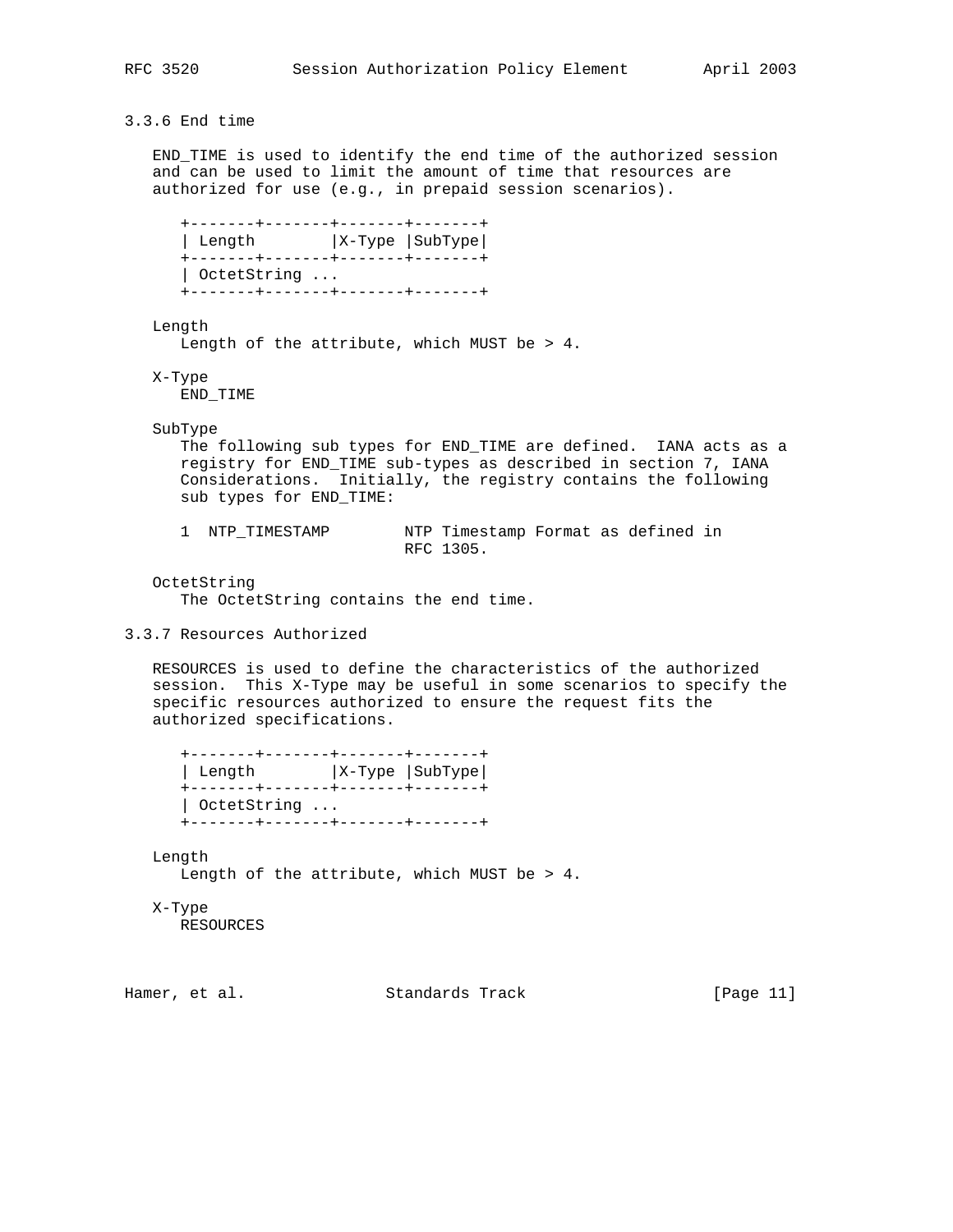### 3.3.6 End time

END_TIME is used to identify the end time of the authorized session and can be used to limit the amount of time that resources are authorized for use (e.g., in prepaid session scenarios).

```
+-------+-------+-------+-------+
| Length        |X-Type |SubType|
+-------+-------+-------+-------+
| OctetString ...
+-------+-------+-------+-------+
```

Length
   Length of the attribute, which MUST be > 4.

X-Type
   END_TIME

SubType
   The following sub types for END_TIME are defined. IANA acts as a registry for END_TIME sub-types as described in section 7, IANA Considerations. Initially, the registry contains the following sub types for END_TIME:

```
1  NTP_TIMESTAMP        NTP Timestamp Format as defined in
                        RFC 1305.
```

OctetString
   The OctetString contains the end time.

### 3.3.7 Resources Authorized

RESOURCES is used to define the characteristics of the authorized session. This X-Type may be useful in some scenarios to specify the specific resources authorized to ensure the request fits the authorized specifications.

```
+-------+-------+-------+-------+
| Length        |X-Type |SubType|
+-------+-------+-------+-------+
| OctetString ...
+-------+-------+-------+-------+
```

Length
   Length of the attribute, which MUST be > 4.

X-Type
   RESOURCES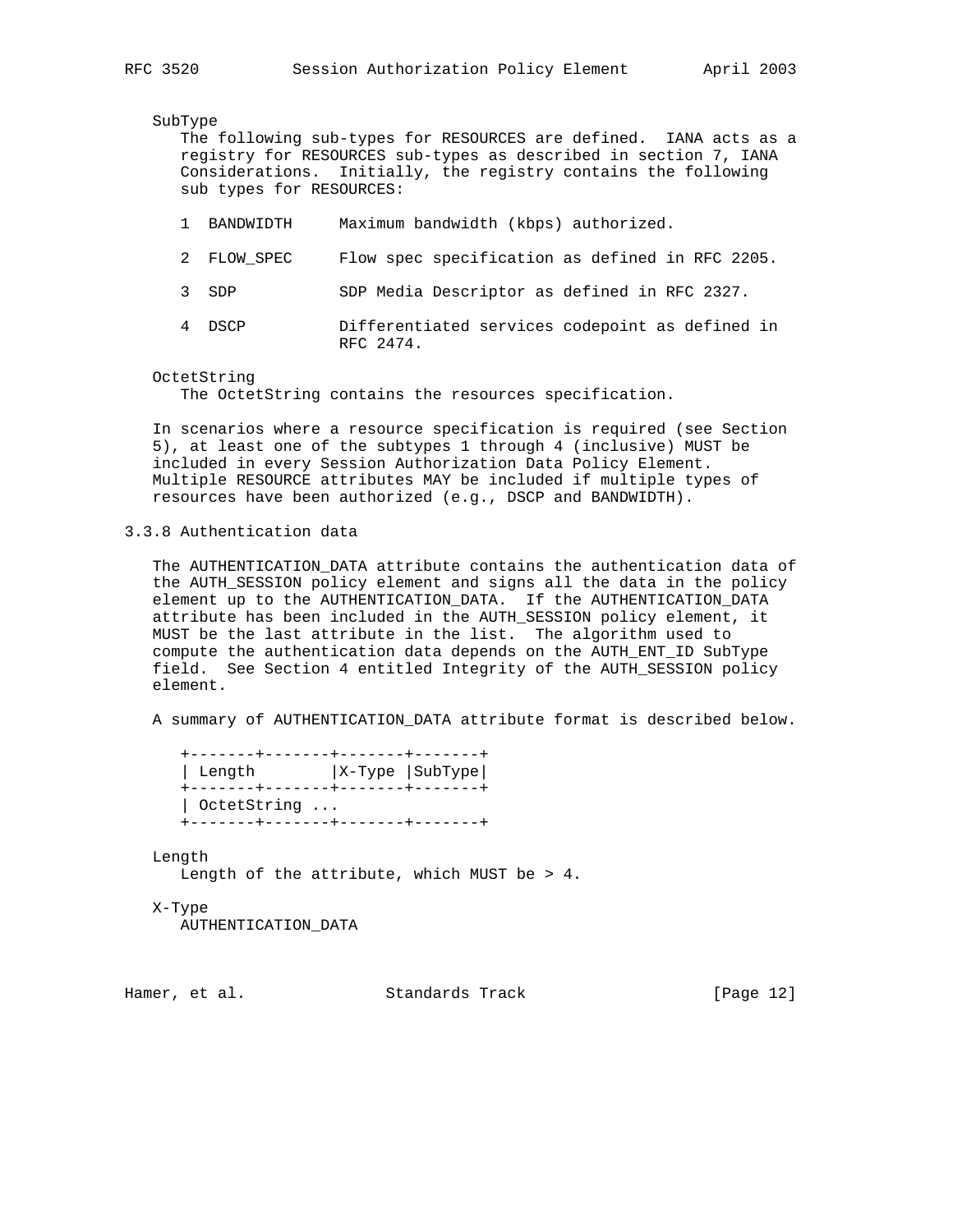SubType

The following sub-types for RESOURCES are defined. IANA acts as a registry for RESOURCES sub-types as described in section 7, IANA Considerations. Initially, the registry contains the following sub types for RESOURCES:

```
1  BANDWIDTH     Maximum bandwidth (kbps) authorized.

2  FLOW_SPEC     Flow spec specification as defined in RFC 2205.

3  SDP           SDP Media Descriptor as defined in RFC 2327.

4  DSCP          Differentiated services codepoint as defined in
                 RFC 2474.
```

OctetString

The OctetString contains the resources specification.

In scenarios where a resource specification is required (see Section 5), at least one of the subtypes 1 through 4 (inclusive) MUST be included in every Session Authorization Data Policy Element. Multiple RESOURCE attributes MAY be included if multiple types of resources have been authorized (e.g., DSCP and BANDWIDTH).

### 3.3.8 Authentication data

The AUTHENTICATION_DATA attribute contains the authentication data of the AUTH_SESSION policy element and signs all the data in the policy element up to the AUTHENTICATION_DATA. If the AUTHENTICATION_DATA attribute has been included in the AUTH_SESSION policy element, it MUST be the last attribute in the list. The algorithm used to compute the authentication data depends on the AUTH_ENT_ID SubType field. See Section 4 entitled Integrity of the AUTH_SESSION policy element.

A summary of AUTHENTICATION_DATA attribute format is described below.

```
+-------+-------+-------+-------+
| Length        |X-Type |SubType|
+-------+-------+-------+-------+
| OctetString ...
+-------+-------+-------+-------+
```

Length

Length of the attribute, which MUST be > 4.

X-Type

AUTHENTICATION_DATA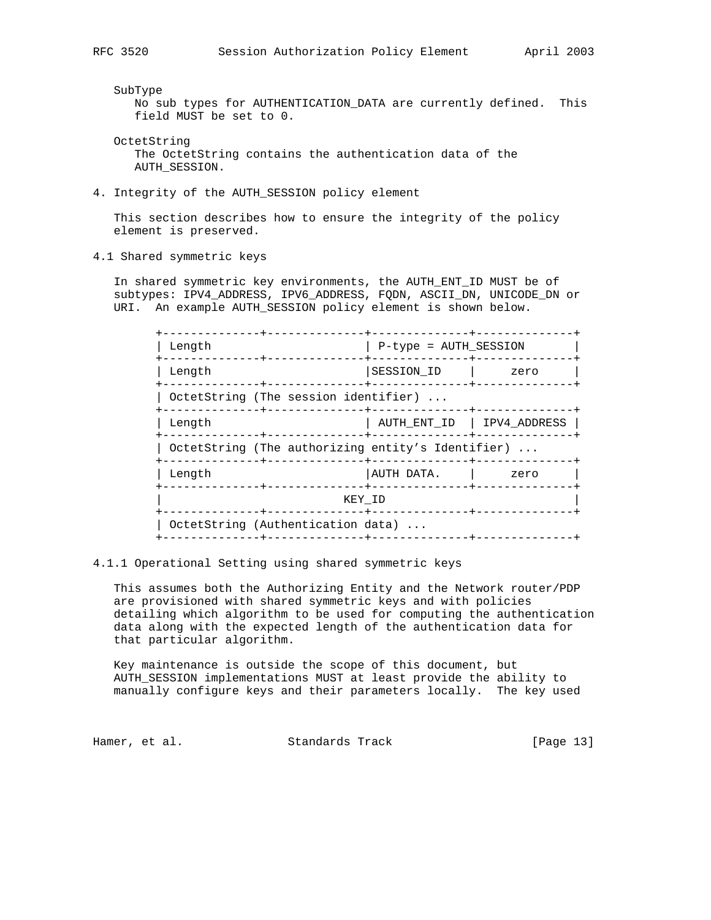SubType
No sub types for AUTHENTICATION_DATA are currently defined. This field MUST be set to 0.

OctetString
The OctetString contains the authentication data of the AUTH_SESSION.

## 4. Integrity of the AUTH_SESSION policy element

This section describes how to ensure the integrity of the policy element is preserved.

### 4.1 Shared symmetric keys

In shared symmetric key environments, the AUTH_ENT_ID MUST be of subtypes: IPV4_ADDRESS, IPV6_ADDRESS, FQDN, ASCII_DN, UNICODE_DN or URI. An example AUTH_SESSION policy element is shown below.

```
+--------------+--------------+--------------+--------------+
| Length                      | P-type = AUTH_SESSION       |
+--------------+--------------+--------------+--------------+
| Length                      |SESSION_ID    |     zero     |
+--------------+--------------+--------------+--------------+
| OctetString (The session identifier) ...
+--------------+--------------+--------------+--------------+
| Length                      | AUTH_ENT_ID  | IPV4_ADDRESS |
+--------------+--------------+--------------+--------------+
| OctetString (The authorizing entity's Identifier) ...
+--------------+--------------+--------------+--------------+
| Length                      |AUTH DATA.    |     zero     |
+--------------+--------------+--------------+--------------+
|                          KEY_ID                           |
+--------------+--------------+--------------+--------------+
| OctetString (Authentication data) ...
+--------------+--------------+--------------+--------------+
```

#### 4.1.1 Operational Setting using shared symmetric keys

This assumes both the Authorizing Entity and the Network router/PDP are provisioned with shared symmetric keys and with policies detailing which algorithm to be used for computing the authentication data along with the expected length of the authentication data for that particular algorithm.

Key maintenance is outside the scope of this document, but AUTH_SESSION implementations MUST at least provide the ability to manually configure keys and their parameters locally. The key used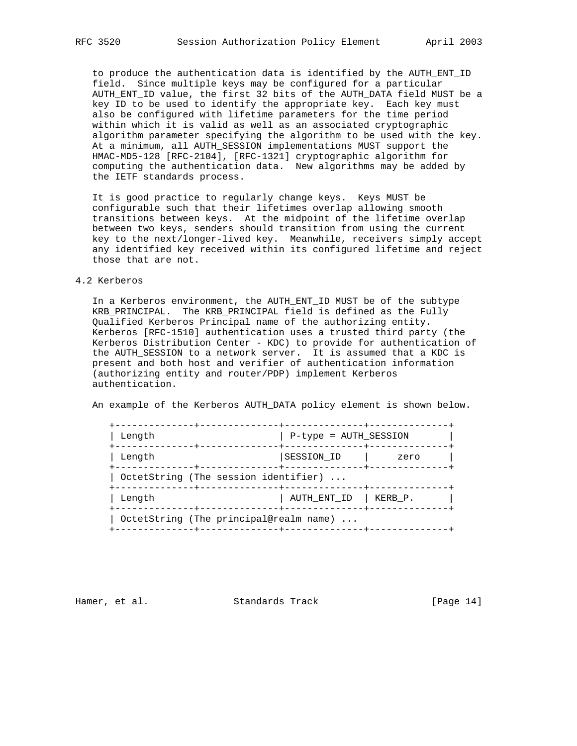to produce the authentication data is identified by the AUTH_ENT_ID field. Since multiple keys may be configured for a particular AUTH_ENT_ID value, the first 32 bits of the AUTH_DATA field MUST be a key ID to be used to identify the appropriate key. Each key must also be configured with lifetime parameters for the time period within which it is valid as well as an associated cryptographic algorithm parameter specifying the algorithm to be used with the key. At a minimum, all AUTH_SESSION implementations MUST support the HMAC-MD5-128 [RFC-2104], [RFC-1321] cryptographic algorithm for computing the authentication data. New algorithms may be added by the IETF standards process.

It is good practice to regularly change keys. Keys MUST be configurable such that their lifetimes overlap allowing smooth transitions between keys. At the midpoint of the lifetime overlap between two keys, senders should transition from using the current key to the next/longer-lived key. Meanwhile, receivers simply accept any identified key received within its configured lifetime and reject those that are not.

## 4.2 Kerberos

In a Kerberos environment, the AUTH_ENT_ID MUST be of the subtype KRB_PRINCIPAL. The KRB_PRINCIPAL field is defined as the Fully Qualified Kerberos Principal name of the authorizing entity. Kerberos [RFC-1510] authentication uses a trusted third party (the Kerberos Distribution Center - KDC) to provide for authentication of the AUTH_SESSION to a network server. It is assumed that a KDC is present and both host and verifier of authentication information (authorizing entity and router/PDP) implement Kerberos authentication.

An example of the Kerberos AUTH_DATA policy element is shown below.

```
+--------------+--------------+--------------+--------------+
| Length                      | P-type = AUTH_SESSION       |
+--------------+--------------+--------------+--------------+
| Length                      |SESSION_ID    |     zero     |
+--------------+--------------+--------------+--------------+
| OctetString (The session identifier) ...
+--------------+--------------+--------------+--------------+
| Length                      | AUTH_ENT_ID  | KERB_P.      |
+--------------+--------------+--------------+--------------+
| OctetString (The principal@realm name) ...
+--------------+--------------+--------------+--------------+
```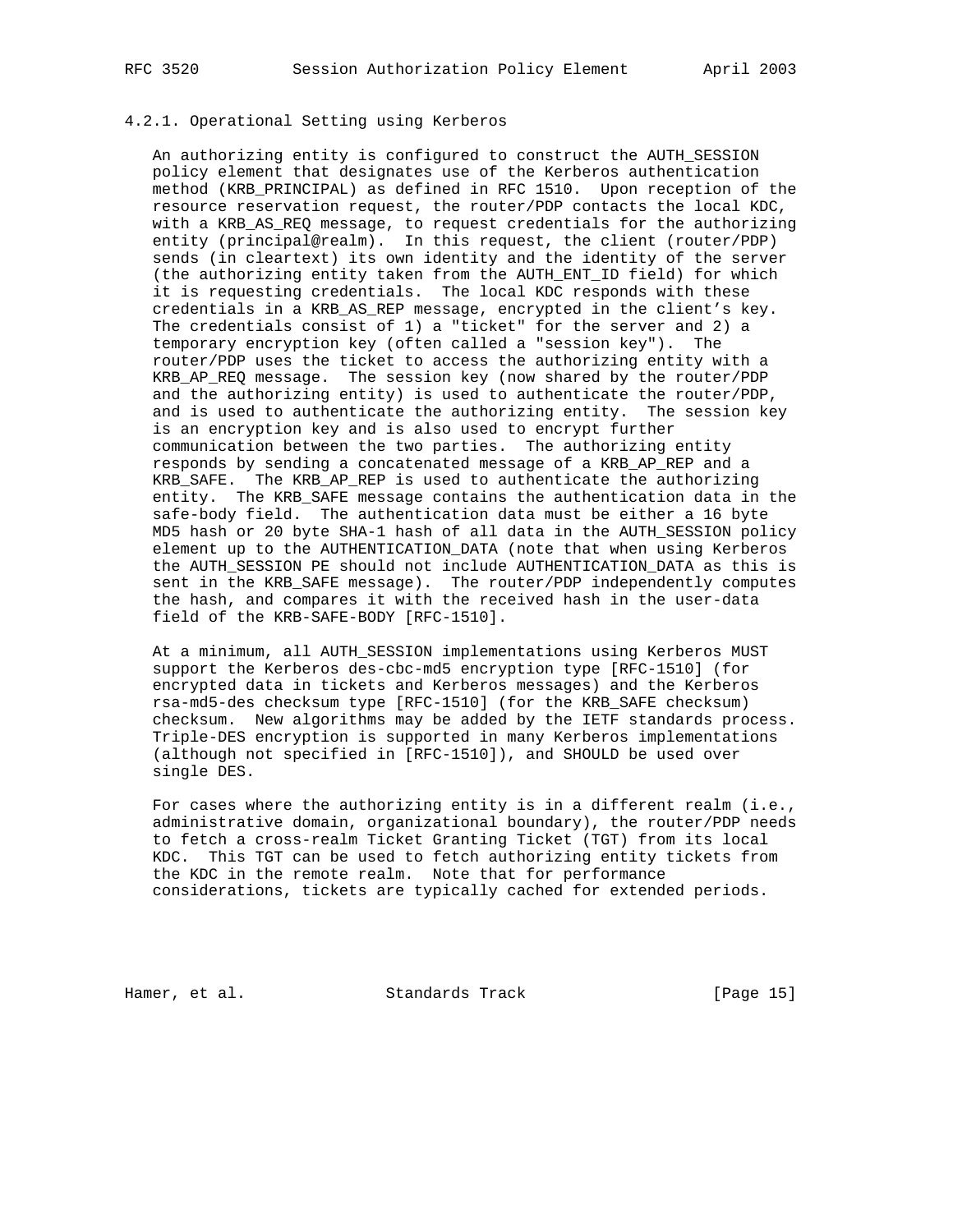#### 4.2.1. Operational Setting using Kerberos

An authorizing entity is configured to construct the AUTH_SESSION policy element that designates use of the Kerberos authentication method (KRB_PRINCIPAL) as defined in RFC 1510. Upon reception of the resource reservation request, the router/PDP contacts the local KDC, with a KRB_AS_REQ message, to request credentials for the authorizing entity (principal@realm). In this request, the client (router/PDP) sends (in cleartext) its own identity and the identity of the server (the authorizing entity taken from the AUTH_ENT_ID field) for which it is requesting credentials. The local KDC responds with these credentials in a KRB_AS_REP message, encrypted in the client's key. The credentials consist of 1) a "ticket" for the server and 2) a temporary encryption key (often called a "session key"). The router/PDP uses the ticket to access the authorizing entity with a KRB_AP_REQ message. The session key (now shared by the router/PDP and the authorizing entity) is used to authenticate the router/PDP, and is used to authenticate the authorizing entity. The session key is an encryption key and is also used to encrypt further communication between the two parties. The authorizing entity responds by sending a concatenated message of a KRB_AP_REP and a KRB_SAFE. The KRB_AP_REP is used to authenticate the authorizing entity. The KRB_SAFE message contains the authentication data in the safe-body field. The authentication data must be either a 16 byte MD5 hash or 20 byte SHA-1 hash of all data in the AUTH_SESSION policy element up to the AUTHENTICATION_DATA (note that when using Kerberos the AUTH_SESSION PE should not include AUTHENTICATION_DATA as this is sent in the KRB_SAFE message). The router/PDP independently computes the hash, and compares it with the received hash in the user-data field of the KRB-SAFE-BODY [RFC-1510].

At a minimum, all AUTH_SESSION implementations using Kerberos MUST support the Kerberos des-cbc-md5 encryption type [RFC-1510] (for encrypted data in tickets and Kerberos messages) and the Kerberos rsa-md5-des checksum type [RFC-1510] (for the KRB_SAFE checksum) checksum. New algorithms may be added by the IETF standards process. Triple-DES encryption is supported in many Kerberos implementations (although not specified in [RFC-1510]), and SHOULD be used over single DES.

For cases where the authorizing entity is in a different realm (i.e., administrative domain, organizational boundary), the router/PDP needs to fetch a cross-realm Ticket Granting Ticket (TGT) from its local KDC. This TGT can be used to fetch authorizing entity tickets from the KDC in the remote realm. Note that for performance considerations, tickets are typically cached for extended periods.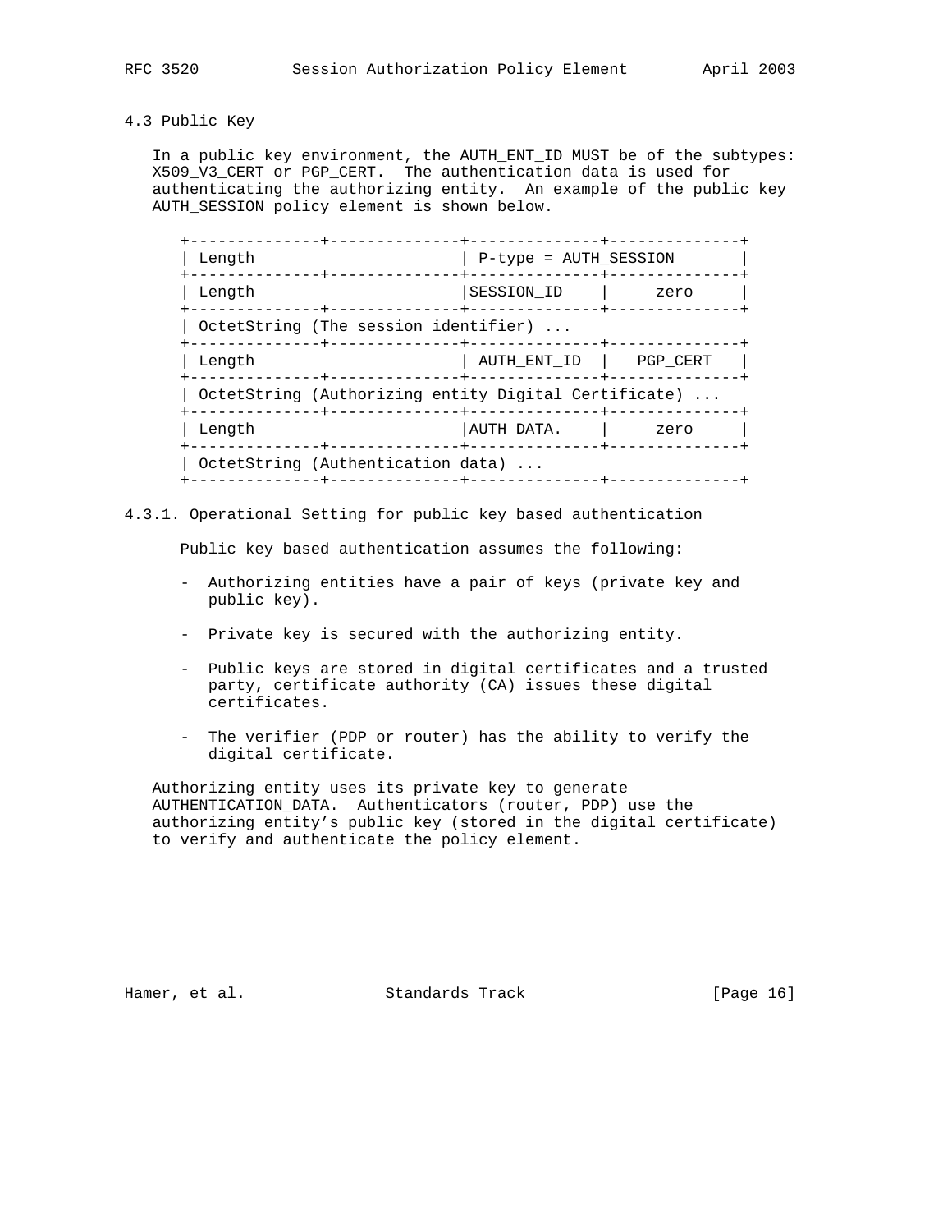### 4.3 Public Key

In a public key environment, the AUTH_ENT_ID MUST be of the subtypes: X509_V3_CERT or PGP_CERT. The authentication data is used for authenticating the authorizing entity. An example of the public key AUTH_SESSION policy element is shown below.

```
+--------------+--------------+--------------+--------------+
| Length                      | P-type = AUTH_SESSION       |
+--------------+--------------+--------------+--------------+
| Length                      |SESSION_ID    |     zero     |
+--------------+--------------+--------------+--------------+
| OctetString (The session identifier) ...
+--------------+--------------+--------------+--------------+
| Length                      | AUTH_ENT_ID  |   PGP_CERT   |
+--------------+--------------+--------------+--------------+
| OctetString (Authorizing entity Digital Certificate) ...
+--------------+--------------+--------------+--------------+
| Length                      |AUTH DATA.    |     zero     |
+--------------+--------------+--------------+--------------+
| OctetString (Authentication data) ...
+--------------+--------------+--------------+--------------+
```

#### 4.3.1. Operational Setting for public key based authentication

Public key based authentication assumes the following:

- Authorizing entities have a pair of keys (private key and public key).

- Private key is secured with the authorizing entity.

- Public keys are stored in digital certificates and a trusted party, certificate authority (CA) issues these digital certificates.

- The verifier (PDP or router) has the ability to verify the digital certificate.

Authorizing entity uses its private key to generate AUTHENTICATION_DATA. Authenticators (router, PDP) use the authorizing entity's public key (stored in the digital certificate) to verify and authenticate the policy element.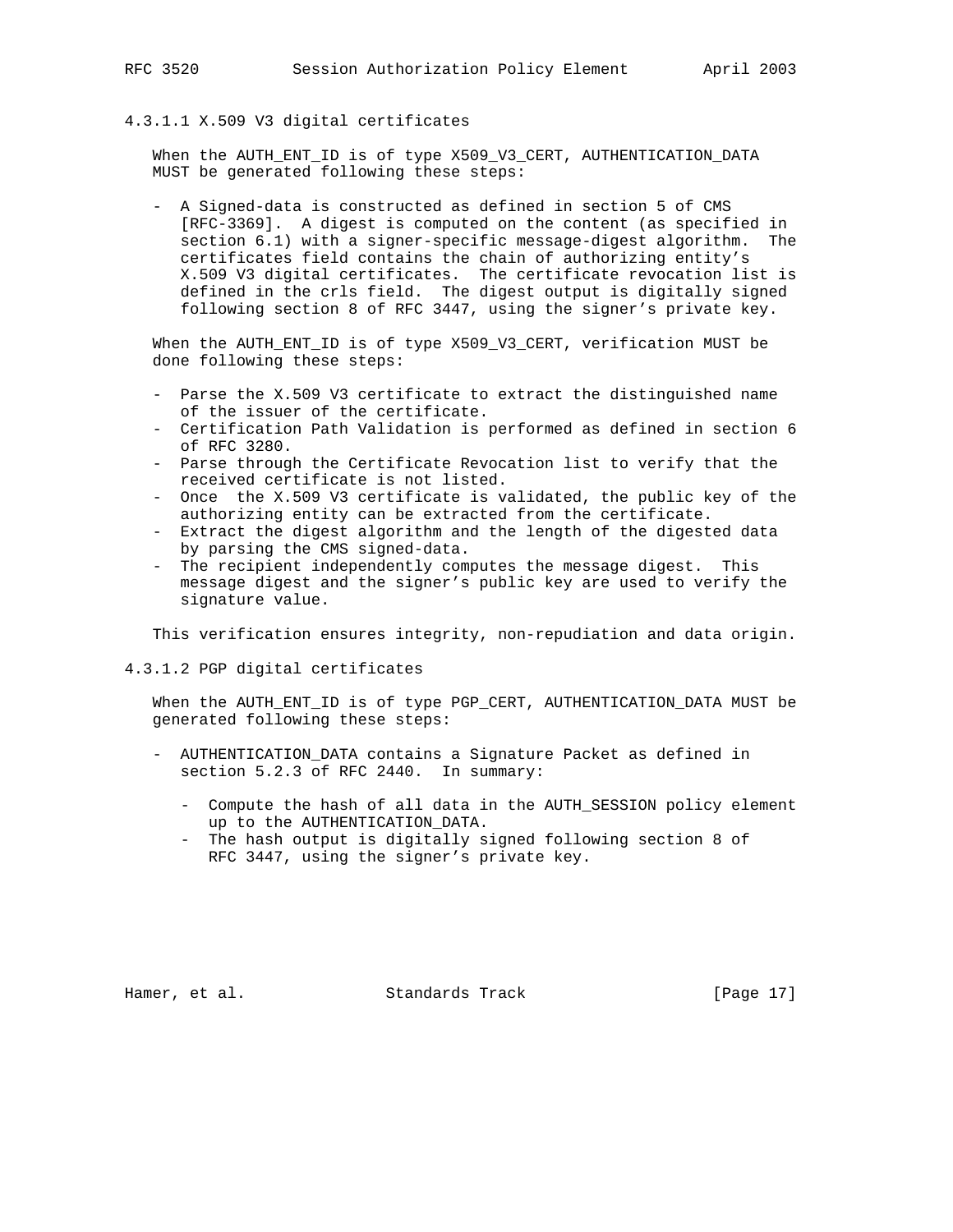#### 4.3.1.1 X.509 V3 digital certificates

When the AUTH_ENT_ID is of type X509_V3_CERT, AUTHENTICATION_DATA MUST be generated following these steps:

- A Signed-data is constructed as defined in section 5 of CMS [RFC-3369]. A digest is computed on the content (as specified in section 6.1) with a signer-specific message-digest algorithm. The certificates field contains the chain of authorizing entity's X.509 V3 digital certificates. The certificate revocation list is defined in the crls field. The digest output is digitally signed following section 8 of RFC 3447, using the signer's private key.

When the AUTH_ENT_ID is of type X509_V3_CERT, verification MUST be done following these steps:

- Parse the X.509 V3 certificate to extract the distinguished name of the issuer of the certificate.
- Certification Path Validation is performed as defined in section 6 of RFC 3280.
- Parse through the Certificate Revocation list to verify that the received certificate is not listed.
- Once the X.509 V3 certificate is validated, the public key of the authorizing entity can be extracted from the certificate.
- Extract the digest algorithm and the length of the digested data by parsing the CMS signed-data.
- The recipient independently computes the message digest. This message digest and the signer's public key are used to verify the signature value.

This verification ensures integrity, non-repudiation and data origin.

#### 4.3.1.2 PGP digital certificates

When the AUTH_ENT_ID is of type PGP_CERT, AUTHENTICATION_DATA MUST be generated following these steps:

- AUTHENTICATION_DATA contains a Signature Packet as defined in section 5.2.3 of RFC 2440. In summary:
  - Compute the hash of all data in the AUTH_SESSION policy element up to the AUTHENTICATION_DATA.
  - The hash output is digitally signed following section 8 of RFC 3447, using the signer's private key.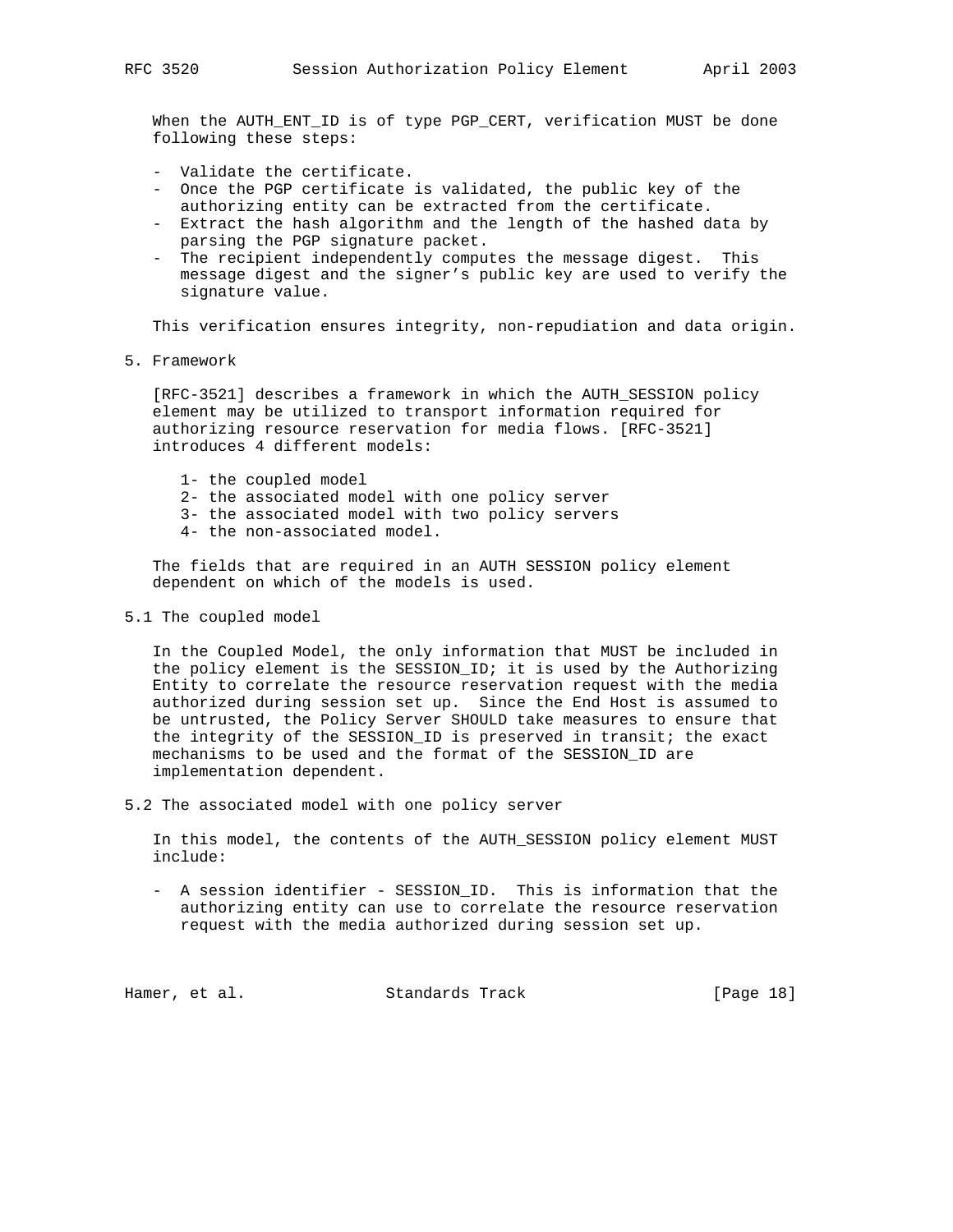When the AUTH_ENT_ID is of type PGP_CERT, verification MUST be done following these steps:

- Validate the certificate.
- Once the PGP certificate is validated, the public key of the authorizing entity can be extracted from the certificate.
- Extract the hash algorithm and the length of the hashed data by parsing the PGP signature packet.
- The recipient independently computes the message digest. This message digest and the signer's public key are used to verify the signature value.

This verification ensures integrity, non-repudiation and data origin.

## 5. Framework

[RFC-3521] describes a framework in which the AUTH_SESSION policy element may be utilized to transport information required for authorizing resource reservation for media flows. [RFC-3521] introduces 4 different models:

1- the coupled model
2- the associated model with one policy server
3- the associated model with two policy servers
4- the non-associated model.

The fields that are required in an AUTH SESSION policy element dependent on which of the models is used.

### 5.1 The coupled model

In the Coupled Model, the only information that MUST be included in the policy element is the SESSION_ID; it is used by the Authorizing Entity to correlate the resource reservation request with the media authorized during session set up. Since the End Host is assumed to be untrusted, the Policy Server SHOULD take measures to ensure that the integrity of the SESSION_ID is preserved in transit; the exact mechanisms to be used and the format of the SESSION_ID are implementation dependent.

### 5.2 The associated model with one policy server

In this model, the contents of the AUTH_SESSION policy element MUST include:

- A session identifier - SESSION_ID. This is information that the authorizing entity can use to correlate the resource reservation request with the media authorized during session set up.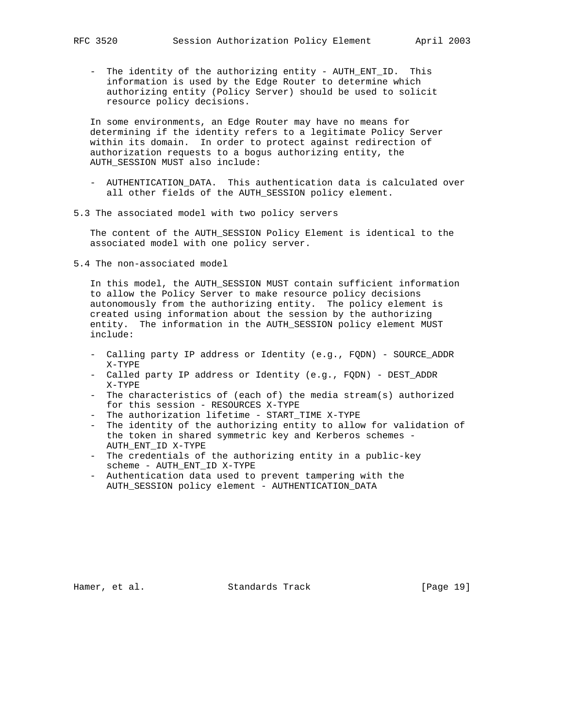- The identity of the authorizing entity - AUTH_ENT_ID. This information is used by the Edge Router to determine which authorizing entity (Policy Server) should be used to solicit resource policy decisions.

In some environments, an Edge Router may have no means for determining if the identity refers to a legitimate Policy Server within its domain. In order to protect against redirection of authorization requests to a bogus authorizing entity, the AUTH_SESSION MUST also include:

- AUTHENTICATION_DATA. This authentication data is calculated over all other fields of the AUTH_SESSION policy element.

## 5.3 The associated model with two policy servers

The content of the AUTH_SESSION Policy Element is identical to the associated model with one policy server.

## 5.4 The non-associated model

In this model, the AUTH_SESSION MUST contain sufficient information to allow the Policy Server to make resource policy decisions autonomously from the authorizing entity. The policy element is created using information about the session by the authorizing entity. The information in the AUTH_SESSION policy element MUST include:

- Calling party IP address or Identity (e.g., FQDN) - SOURCE_ADDR X-TYPE
- Called party IP address or Identity (e.g., FQDN) - DEST_ADDR X-TYPE
- The characteristics of (each of) the media stream(s) authorized for this session - RESOURCES X-TYPE
- The authorization lifetime - START_TIME X-TYPE
- The identity of the authorizing entity to allow for validation of the token in shared symmetric key and Kerberos schemes - AUTH_ENT_ID X-TYPE
- The credentials of the authorizing entity in a public-key scheme - AUTH_ENT_ID X-TYPE
- Authentication data used to prevent tampering with the AUTH_SESSION policy element - AUTHENTICATION_DATA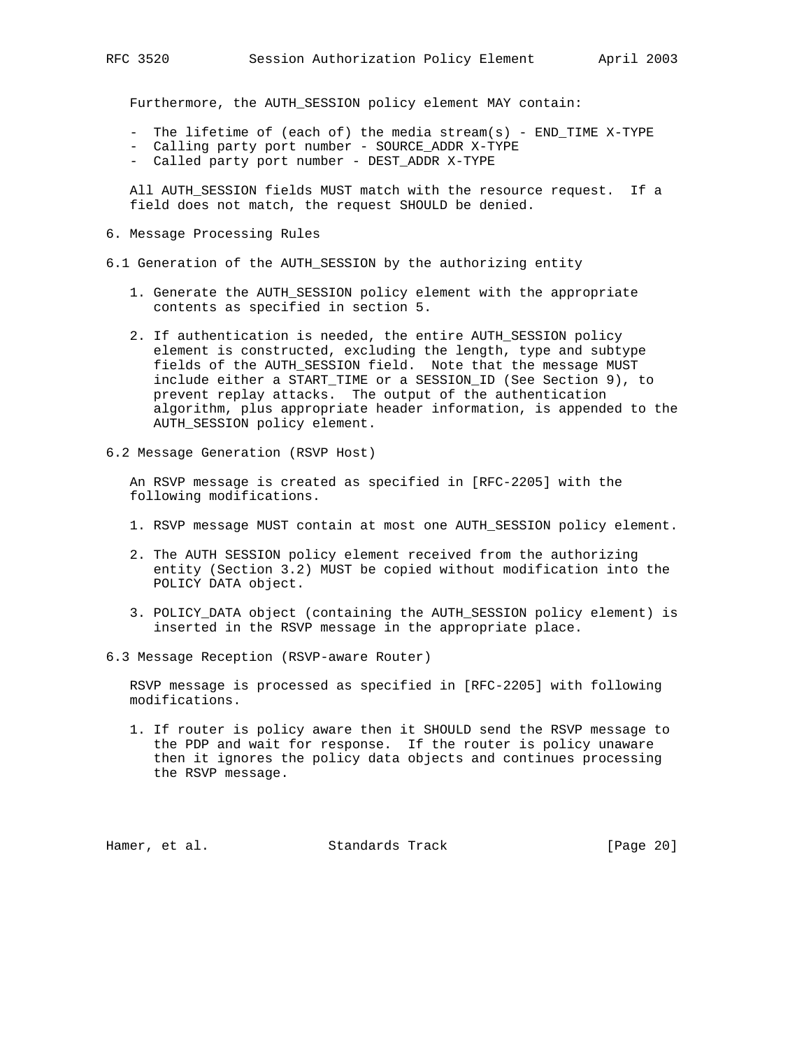Furthermore, the AUTH_SESSION policy element MAY contain:

- The lifetime of (each of) the media stream(s) - END_TIME X-TYPE
- Calling party port number - SOURCE_ADDR X-TYPE
- Called party port number - DEST_ADDR X-TYPE

All AUTH_SESSION fields MUST match with the resource request. If a field does not match, the request SHOULD be denied.

## 6. Message Processing Rules

### 6.1 Generation of the AUTH_SESSION by the authorizing entity

1. Generate the AUTH_SESSION policy element with the appropriate contents as specified in section 5.

2. If authentication is needed, the entire AUTH_SESSION policy element is constructed, excluding the length, type and subtype fields of the AUTH_SESSION field. Note that the message MUST include either a START_TIME or a SESSION_ID (See Section 9), to prevent replay attacks. The output of the authentication algorithm, plus appropriate header information, is appended to the AUTH_SESSION policy element.

### 6.2 Message Generation (RSVP Host)

An RSVP message is created as specified in [RFC-2205] with the following modifications.

1. RSVP message MUST contain at most one AUTH_SESSION policy element.

2. The AUTH SESSION policy element received from the authorizing entity (Section 3.2) MUST be copied without modification into the POLICY DATA object.

3. POLICY_DATA object (containing the AUTH_SESSION policy element) is inserted in the RSVP message in the appropriate place.

### 6.3 Message Reception (RSVP-aware Router)

RSVP message is processed as specified in [RFC-2205] with following modifications.

1. If router is policy aware then it SHOULD send the RSVP message to the PDP and wait for response. If the router is policy unaware then it ignores the policy data objects and continues processing the RSVP message.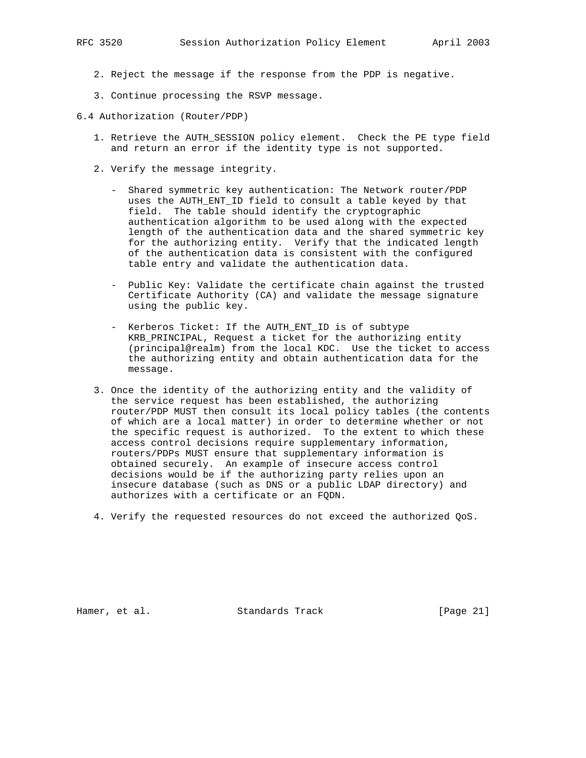2. Reject the message if the response from the PDP is negative.

3. Continue processing the RSVP message.

### 6.4 Authorization (Router/PDP)

1. Retrieve the AUTH_SESSION policy element. Check the PE type field and return an error if the identity type is not supported.

2. Verify the message integrity.

   - Shared symmetric key authentication: The Network router/PDP uses the AUTH_ENT_ID field to consult a table keyed by that field. The table should identify the cryptographic authentication algorithm to be used along with the expected length of the authentication data and the shared symmetric key for the authorizing entity. Verify that the indicated length of the authentication data is consistent with the configured table entry and validate the authentication data.

   - Public Key: Validate the certificate chain against the trusted Certificate Authority (CA) and validate the message signature using the public key.

   - Kerberos Ticket: If the AUTH_ENT_ID is of subtype KRB_PRINCIPAL, Request a ticket for the authorizing entity (principal@realm) from the local KDC. Use the ticket to access the authorizing entity and obtain authentication data for the message.

3. Once the identity of the authorizing entity and the validity of the service request has been established, the authorizing router/PDP MUST then consult its local policy tables (the contents of which are a local matter) in order to determine whether or not the specific request is authorized. To the extent to which these access control decisions require supplementary information, routers/PDPs MUST ensure that supplementary information is obtained securely. An example of insecure access control decisions would be if the authorizing party relies upon an insecure database (such as DNS or a public LDAP directory) and authorizes with a certificate or an FQDN.

4. Verify the requested resources do not exceed the authorized QoS.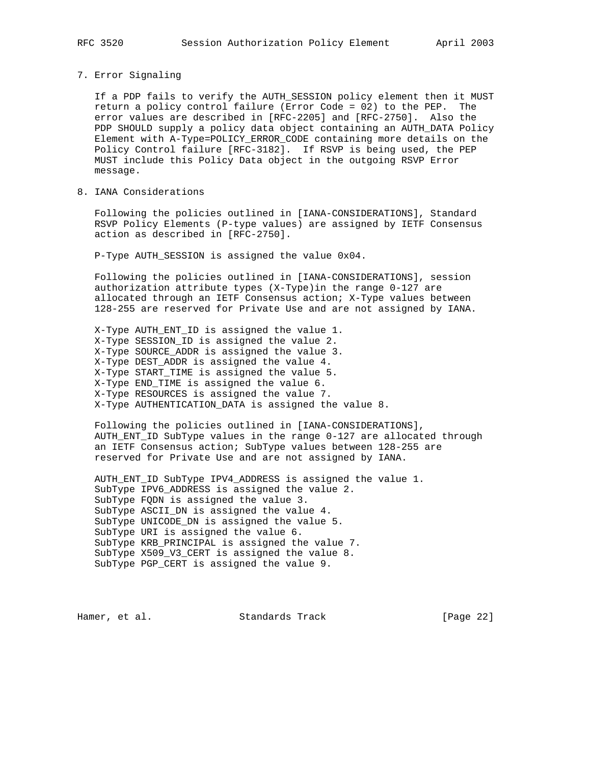## 7. Error Signaling

If a PDP fails to verify the AUTH_SESSION policy element then it MUST return a policy control failure (Error Code = 02) to the PEP. The error values are described in [RFC-2205] and [RFC-2750]. Also the PDP SHOULD supply a policy data object containing an AUTH_DATA Policy Element with A-Type=POLICY_ERROR_CODE containing more details on the Policy Control failure [RFC-3182]. If RSVP is being used, the PEP MUST include this Policy Data object in the outgoing RSVP Error message.

## 8. IANA Considerations

Following the policies outlined in [IANA-CONSIDERATIONS], Standard RSVP Policy Elements (P-type values) are assigned by IETF Consensus action as described in [RFC-2750].

P-Type AUTH_SESSION is assigned the value 0x04.

Following the policies outlined in [IANA-CONSIDERATIONS], session authorization attribute types (X-Type)in the range 0-127 are allocated through an IETF Consensus action; X-Type values between 128-255 are reserved for Private Use and are not assigned by IANA.

X-Type AUTH_ENT_ID is assigned the value 1.
X-Type SESSION_ID is assigned the value 2.
X-Type SOURCE_ADDR is assigned the value 3.
X-Type DEST_ADDR is assigned the value 4.
X-Type START_TIME is assigned the value 5.
X-Type END_TIME is assigned the value 6.
X-Type RESOURCES is assigned the value 7.
X-Type AUTHENTICATION_DATA is assigned the value 8.

Following the policies outlined in [IANA-CONSIDERATIONS], AUTH_ENT_ID SubType values in the range 0-127 are allocated through an IETF Consensus action; SubType values between 128-255 are reserved for Private Use and are not assigned by IANA.

AUTH_ENT_ID SubType IPV4_ADDRESS is assigned the value 1.
SubType IPV6_ADDRESS is assigned the value 2.
SubType FQDN is assigned the value 3.
SubType ASCII_DN is assigned the value 4.
SubType UNICODE_DN is assigned the value 5.
SubType URI is assigned the value 6.
SubType KRB_PRINCIPAL is assigned the value 7.
SubType X509_V3_CERT is assigned the value 8.
SubType PGP_CERT is assigned the value 9.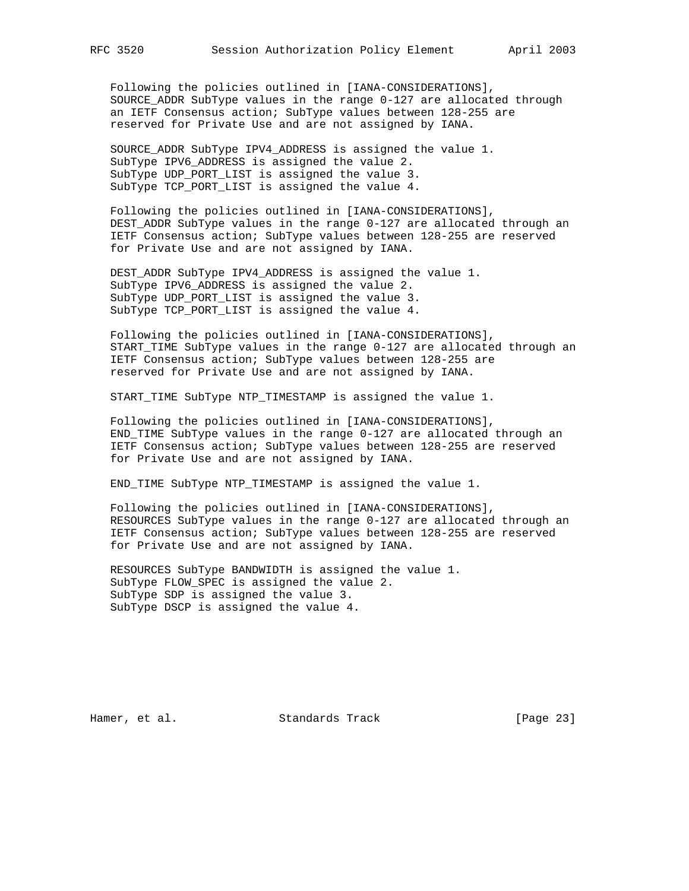Following the policies outlined in [IANA-CONSIDERATIONS], SOURCE_ADDR SubType values in the range 0-127 are allocated through an IETF Consensus action; SubType values between 128-255 are reserved for Private Use and are not assigned by IANA.

SOURCE_ADDR SubType IPV4_ADDRESS is assigned the value 1.
SubType IPV6_ADDRESS is assigned the value 2.
SubType UDP_PORT_LIST is assigned the value 3.
SubType TCP_PORT_LIST is assigned the value 4.

Following the policies outlined in [IANA-CONSIDERATIONS], DEST_ADDR SubType values in the range 0-127 are allocated through an IETF Consensus action; SubType values between 128-255 are reserved for Private Use and are not assigned by IANA.

DEST_ADDR SubType IPV4_ADDRESS is assigned the value 1.
SubType IPV6_ADDRESS is assigned the value 2.
SubType UDP_PORT_LIST is assigned the value 3.
SubType TCP_PORT_LIST is assigned the value 4.

Following the policies outlined in [IANA-CONSIDERATIONS], START_TIME SubType values in the range 0-127 are allocated through an IETF Consensus action; SubType values between 128-255 are reserved for Private Use and are not assigned by IANA.

START_TIME SubType NTP_TIMESTAMP is assigned the value 1.

Following the policies outlined in [IANA-CONSIDERATIONS], END_TIME SubType values in the range 0-127 are allocated through an IETF Consensus action; SubType values between 128-255 are reserved for Private Use and are not assigned by IANA.

END_TIME SubType NTP_TIMESTAMP is assigned the value 1.

Following the policies outlined in [IANA-CONSIDERATIONS], RESOURCES SubType values in the range 0-127 are allocated through an IETF Consensus action; SubType values between 128-255 are reserved for Private Use and are not assigned by IANA.

RESOURCES SubType BANDWIDTH is assigned the value 1.
SubType FLOW_SPEC is assigned the value 2.
SubType SDP is assigned the value 3.
SubType DSCP is assigned the value 4.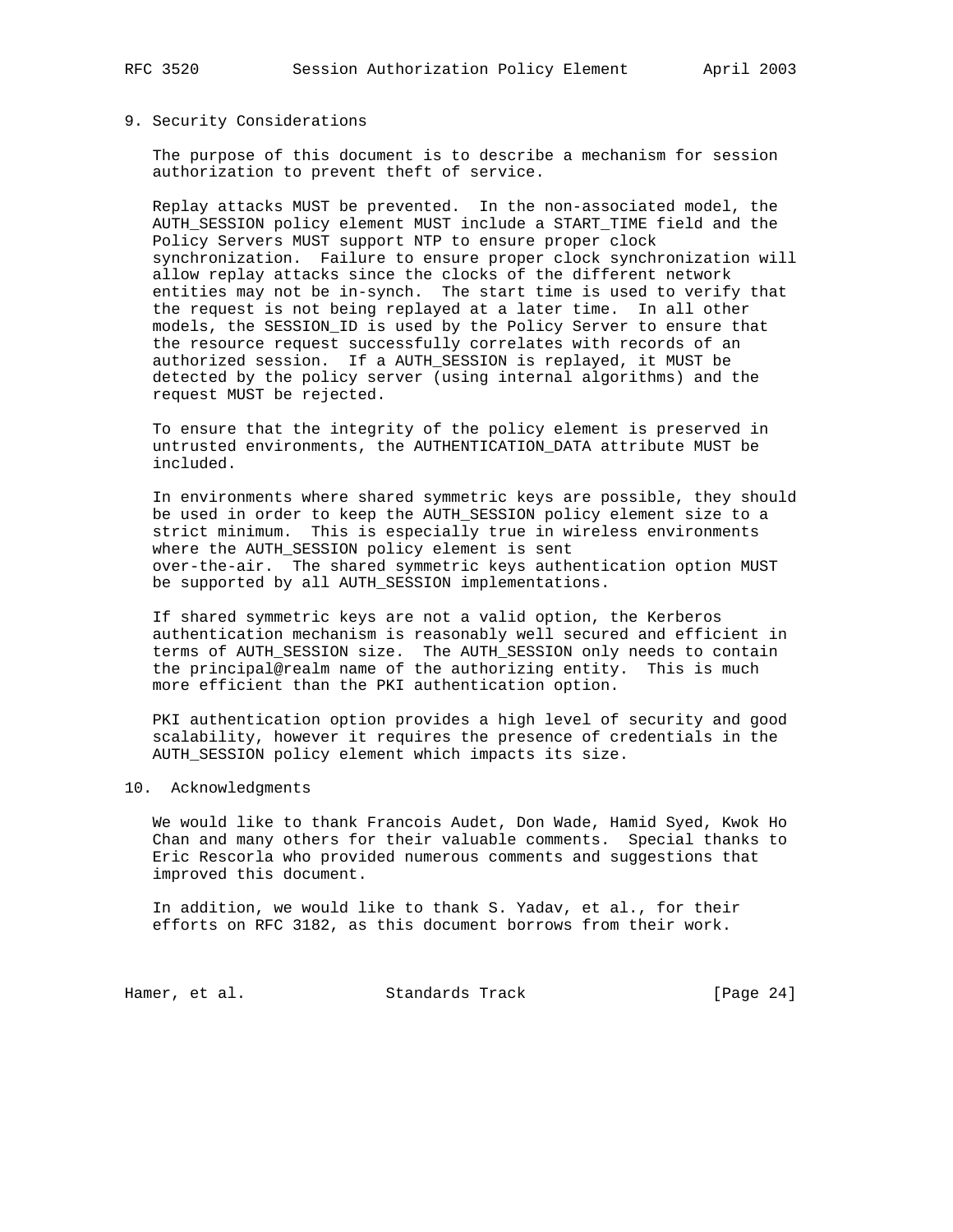## 9. Security Considerations

The purpose of this document is to describe a mechanism for session authorization to prevent theft of service.

Replay attacks MUST be prevented. In the non-associated model, the AUTH_SESSION policy element MUST include a START_TIME field and the Policy Servers MUST support NTP to ensure proper clock synchronization. Failure to ensure proper clock synchronization will allow replay attacks since the clocks of the different network entities may not be in-synch. The start time is used to verify that the request is not being replayed at a later time. In all other models, the SESSION_ID is used by the Policy Server to ensure that the resource request successfully correlates with records of an authorized session. If a AUTH_SESSION is replayed, it MUST be detected by the policy server (using internal algorithms) and the request MUST be rejected.

To ensure that the integrity of the policy element is preserved in untrusted environments, the AUTHENTICATION_DATA attribute MUST be included.

In environments where shared symmetric keys are possible, they should be used in order to keep the AUTH_SESSION policy element size to a strict minimum. This is especially true in wireless environments where the AUTH_SESSION policy element is sent over-the-air. The shared symmetric keys authentication option MUST be supported by all AUTH_SESSION implementations.

If shared symmetric keys are not a valid option, the Kerberos authentication mechanism is reasonably well secured and efficient in terms of AUTH_SESSION size. The AUTH_SESSION only needs to contain the principal@realm name of the authorizing entity. This is much more efficient than the PKI authentication option.

PKI authentication option provides a high level of security and good scalability, however it requires the presence of credentials in the AUTH_SESSION policy element which impacts its size.

## 10. Acknowledgments

We would like to thank Francois Audet, Don Wade, Hamid Syed, Kwok Ho Chan and many others for their valuable comments. Special thanks to Eric Rescorla who provided numerous comments and suggestions that improved this document.

In addition, we would like to thank S. Yadav, et al., for their efforts on RFC 3182, as this document borrows from their work.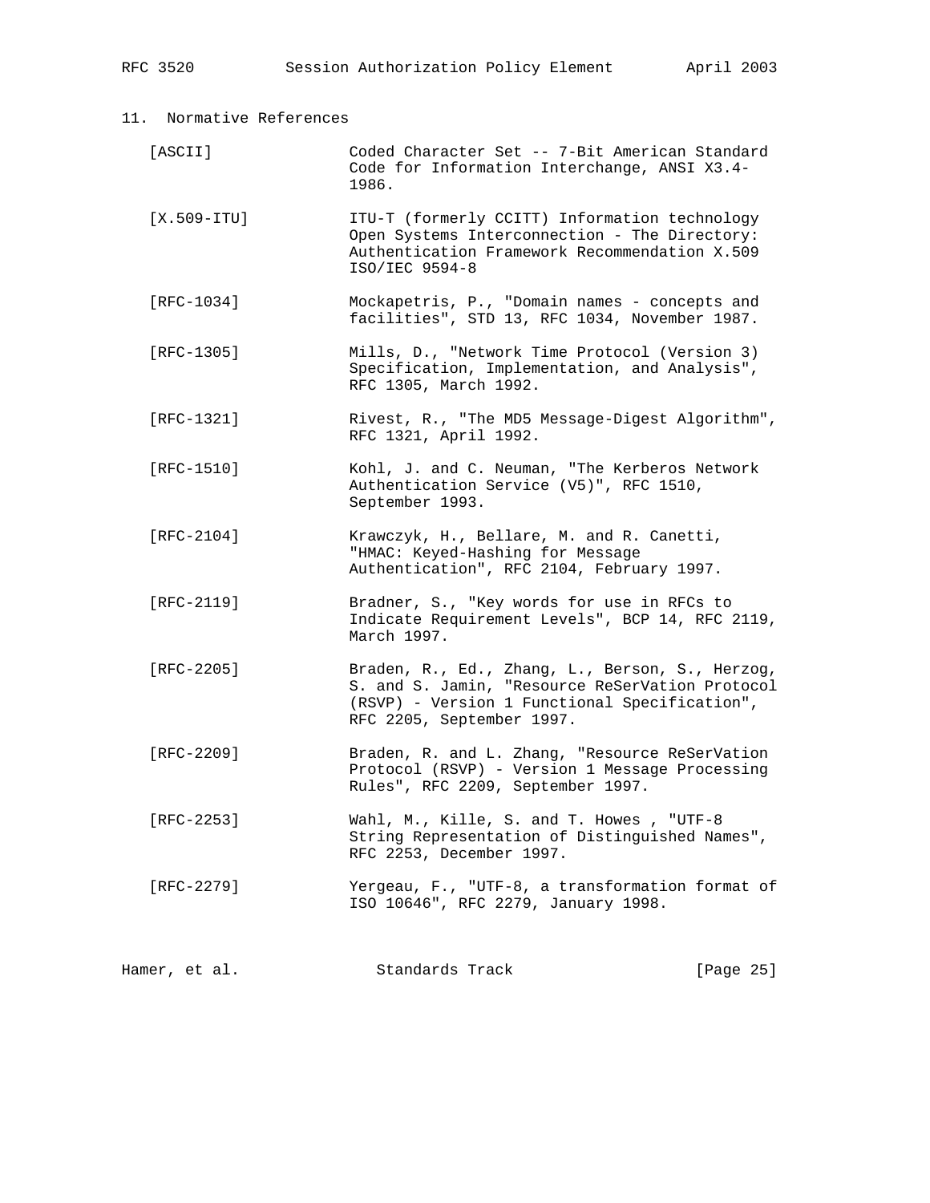## 11. Normative References

[ASCII] Coded Character Set -- 7-Bit American Standard Code for Information Interchange, ANSI X3.4-1986.

[X.509-ITU] ITU-T (formerly CCITT) Information technology Open Systems Interconnection - The Directory: Authentication Framework Recommendation X.509 ISO/IEC 9594-8

[RFC-1034] Mockapetris, P., "Domain names - concepts and facilities", STD 13, RFC 1034, November 1987.

[RFC-1305] Mills, D., "Network Time Protocol (Version 3) Specification, Implementation, and Analysis", RFC 1305, March 1992.

[RFC-1321] Rivest, R., "The MD5 Message-Digest Algorithm", RFC 1321, April 1992.

[RFC-1510] Kohl, J. and C. Neuman, "The Kerberos Network Authentication Service (V5)", RFC 1510, September 1993.

[RFC-2104] Krawczyk, H., Bellare, M. and R. Canetti, "HMAC: Keyed-Hashing for Message Authentication", RFC 2104, February 1997.

[RFC-2119] Bradner, S., "Key words for use in RFCs to Indicate Requirement Levels", BCP 14, RFC 2119, March 1997.

[RFC-2205] Braden, R., Ed., Zhang, L., Berson, S., Herzog, S. and S. Jamin, "Resource ReSerVation Protocol (RSVP) - Version 1 Functional Specification", RFC 2205, September 1997.

[RFC-2209] Braden, R. and L. Zhang, "Resource ReSerVation Protocol (RSVP) - Version 1 Message Processing Rules", RFC 2209, September 1997.

[RFC-2253] Wahl, M., Kille, S. and T. Howes , "UTF-8 String Representation of Distinguished Names", RFC 2253, December 1997.

[RFC-2279] Yergeau, F., "UTF-8, a transformation format of ISO 10646", RFC 2279, January 1998.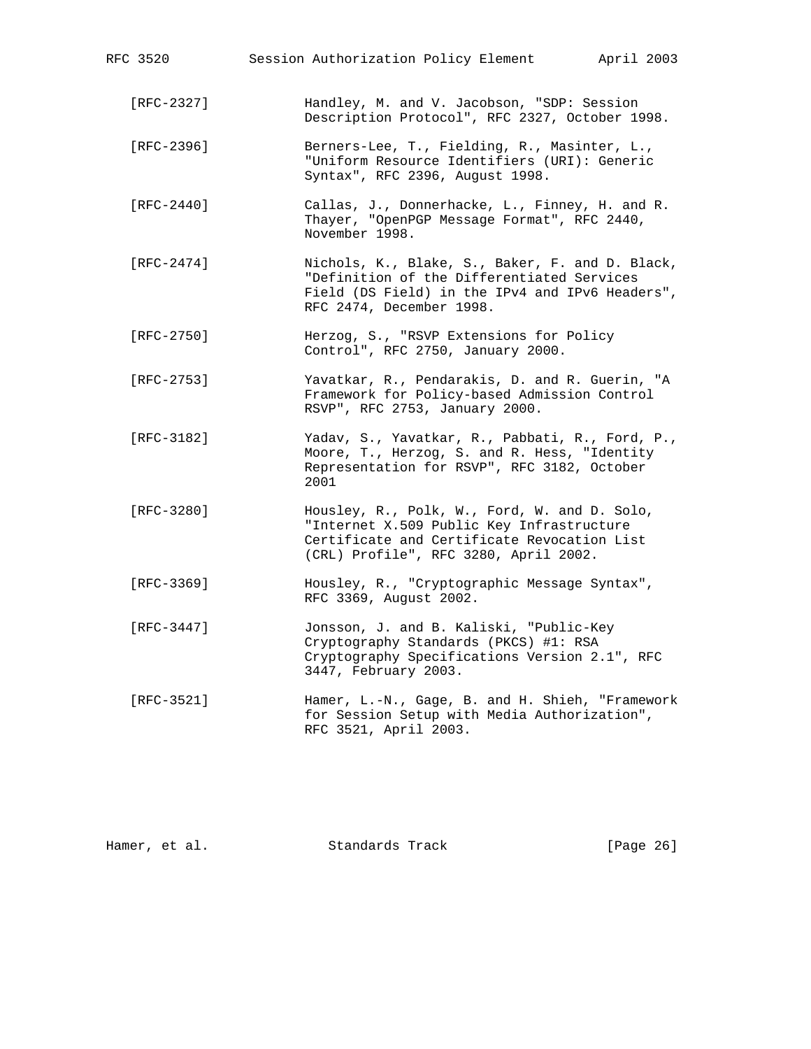[RFC-2327] Handley, M. and V. Jacobson, "SDP: Session Description Protocol", RFC 2327, October 1998.

[RFC-2396] Berners-Lee, T., Fielding, R., Masinter, L., "Uniform Resource Identifiers (URI): Generic Syntax", RFC 2396, August 1998.

[RFC-2440] Callas, J., Donnerhacke, L., Finney, H. and R. Thayer, "OpenPGP Message Format", RFC 2440, November 1998.

[RFC-2474] Nichols, K., Blake, S., Baker, F. and D. Black, "Definition of the Differentiated Services Field (DS Field) in the IPv4 and IPv6 Headers", RFC 2474, December 1998.

[RFC-2750] Herzog, S., "RSVP Extensions for Policy Control", RFC 2750, January 2000.

[RFC-2753] Yavatkar, R., Pendarakis, D. and R. Guerin, "A Framework for Policy-based Admission Control RSVP", RFC 2753, January 2000.

[RFC-3182] Yadav, S., Yavatkar, R., Pabbati, R., Ford, P., Moore, T., Herzog, S. and R. Hess, "Identity Representation for RSVP", RFC 3182, October 2001

[RFC-3280] Housley, R., Polk, W., Ford, W. and D. Solo, "Internet X.509 Public Key Infrastructure Certificate and Certificate Revocation List (CRL) Profile", RFC 3280, April 2002.

[RFC-3369] Housley, R., "Cryptographic Message Syntax", RFC 3369, August 2002.

[RFC-3447] Jonsson, J. and B. Kaliski, "Public-Key Cryptography Standards (PKCS) #1: RSA Cryptography Specifications Version 2.1", RFC 3447, February 2003.

[RFC-3521] Hamer, L.-N., Gage, B. and H. Shieh, "Framework for Session Setup with Media Authorization", RFC 3521, April 2003.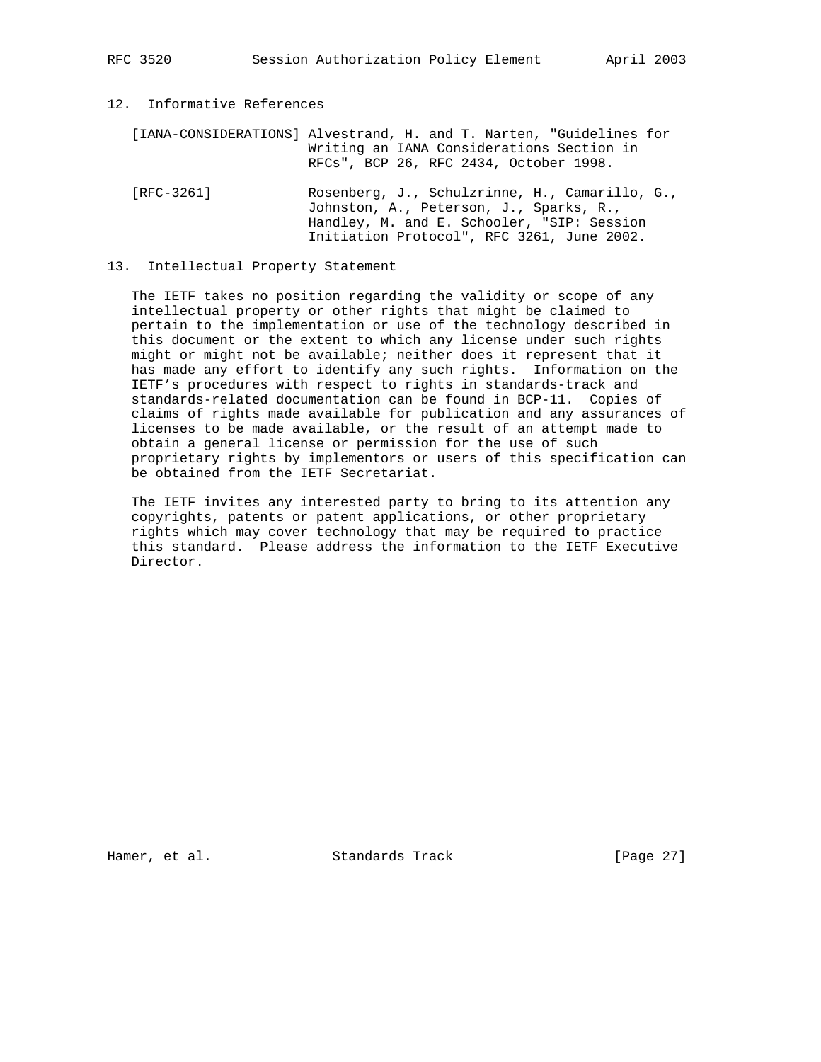## 12. Informative References

[IANA-CONSIDERATIONS] Alvestrand, H. and T. Narten, "Guidelines for Writing an IANA Considerations Section in RFCs", BCP 26, RFC 2434, October 1998.

[RFC-3261] Rosenberg, J., Schulzrinne, H., Camarillo, G., Johnston, A., Peterson, J., Sparks, R., Handley, M. and E. Schooler, "SIP: Session Initiation Protocol", RFC 3261, June 2002.

## 13. Intellectual Property Statement

The IETF takes no position regarding the validity or scope of any intellectual property or other rights that might be claimed to pertain to the implementation or use of the technology described in this document or the extent to which any license under such rights might or might not be available; neither does it represent that it has made any effort to identify any such rights. Information on the IETF's procedures with respect to rights in standards-track and standards-related documentation can be found in BCP-11. Copies of claims of rights made available for publication and any assurances of licenses to be made available, or the result of an attempt made to obtain a general license or permission for the use of such proprietary rights by implementors or users of this specification can be obtained from the IETF Secretariat.

The IETF invites any interested party to bring to its attention any copyrights, patents or patent applications, or other proprietary rights which may cover technology that may be required to practice this standard. Please address the information to the IETF Executive Director.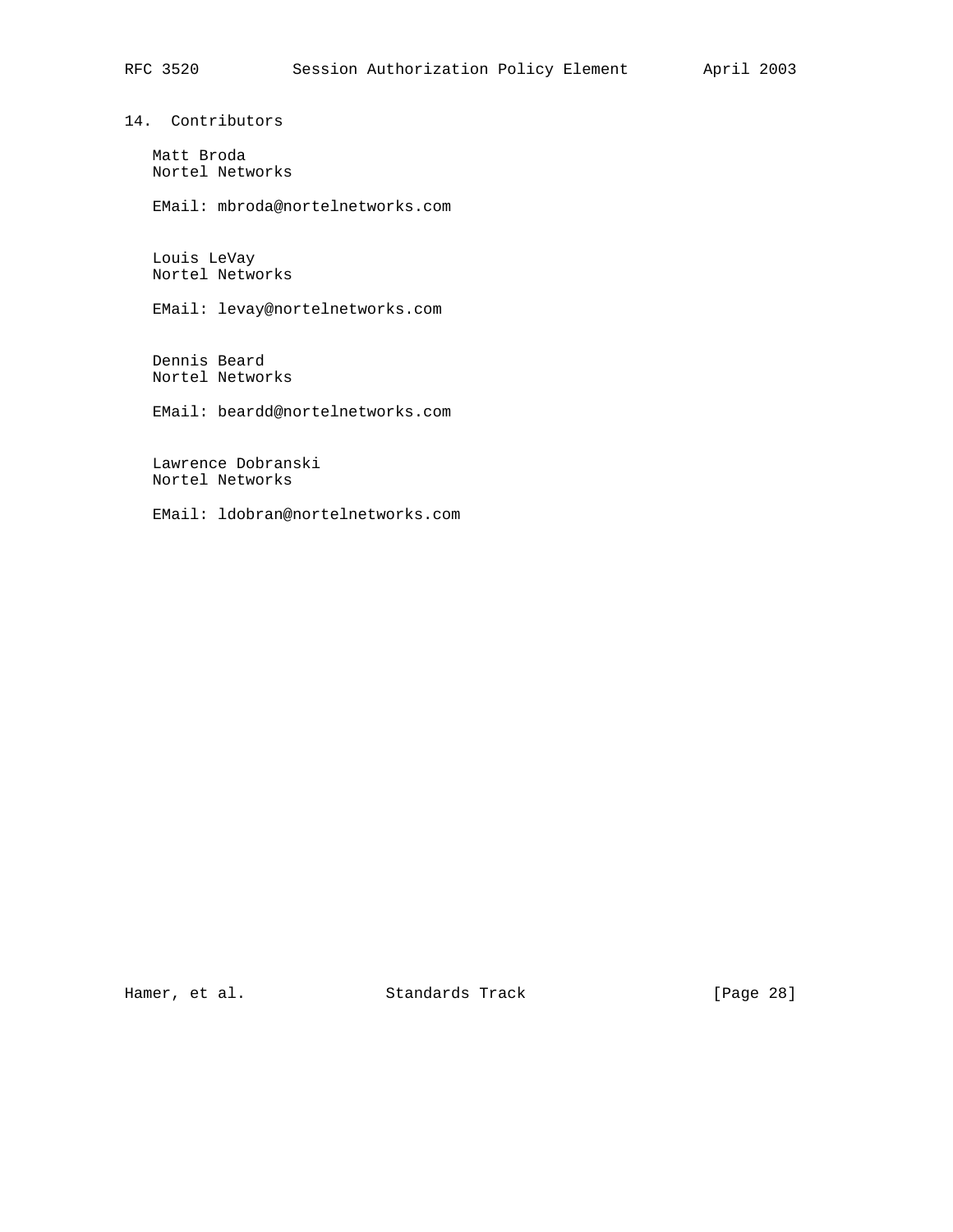## 14. Contributors

Matt Broda
Nortel Networks

EMail: mbroda@nortelnetworks.com

Louis LeVay
Nortel Networks

EMail: levay@nortelnetworks.com

Dennis Beard
Nortel Networks

EMail: beardd@nortelnetworks.com

Lawrence Dobranski
Nortel Networks

EMail: ldobran@nortelnetworks.com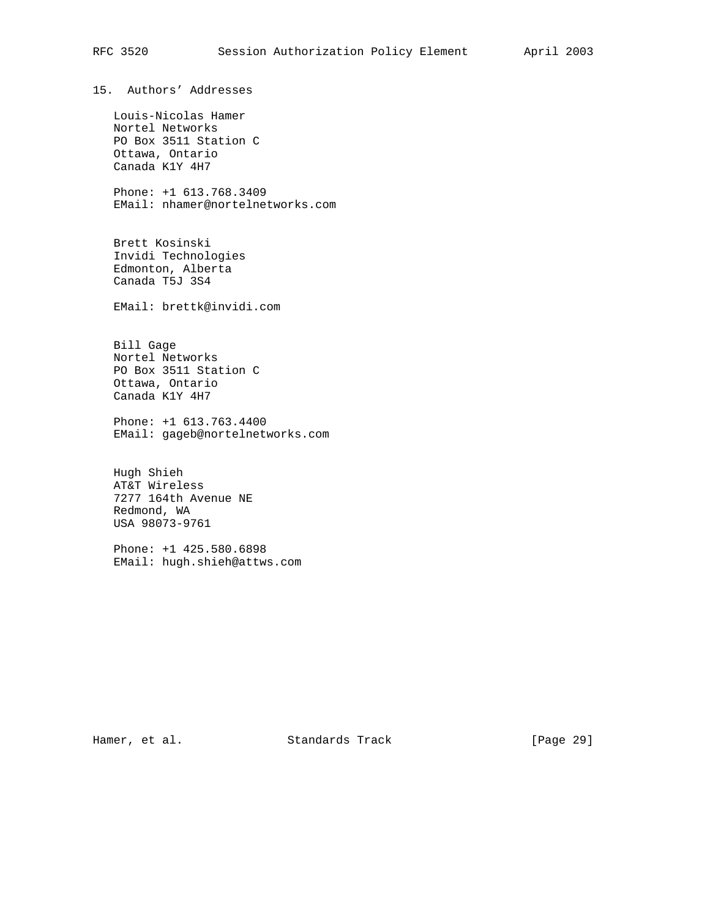## 15. Authors' Addresses

Louis-Nicolas Hamer
Nortel Networks
PO Box 3511 Station C
Ottawa, Ontario
Canada K1Y 4H7

Phone: +1 613.768.3409
EMail: nhamer@nortelnetworks.com

Brett Kosinski
Invidi Technologies
Edmonton, Alberta
Canada T5J 3S4

EMail: brettk@invidi.com

Bill Gage
Nortel Networks
PO Box 3511 Station C
Ottawa, Ontario
Canada K1Y 4H7

Phone: +1 613.763.4400
EMail: gageb@nortelnetworks.com

Hugh Shieh
AT&T Wireless
7277 164th Avenue NE
Redmond, WA
USA 98073-9761

Phone: +1 425.580.6898
EMail: hugh.shieh@attws.com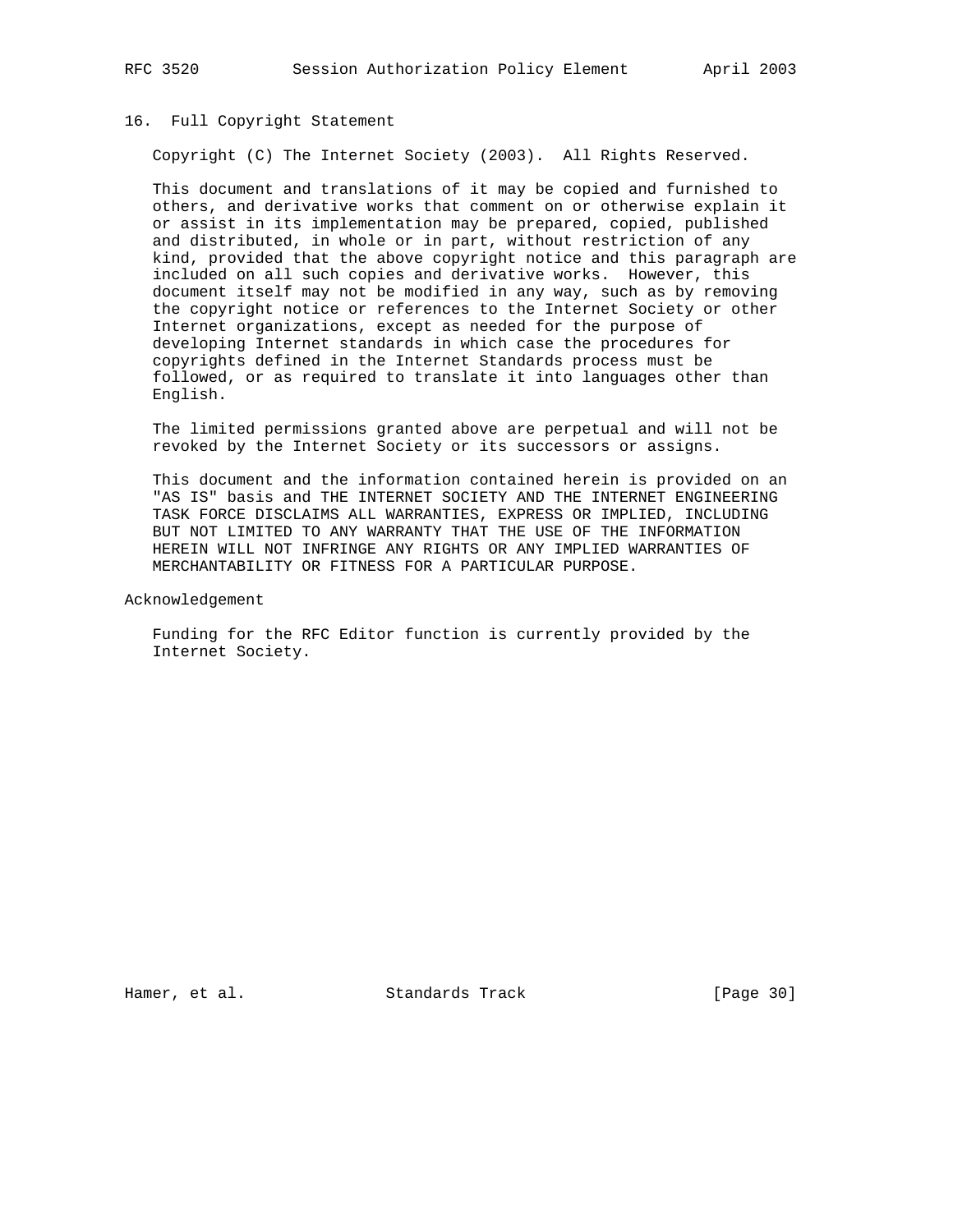## 16. Full Copyright Statement

Copyright (C) The Internet Society (2003). All Rights Reserved.

This document and translations of it may be copied and furnished to others, and derivative works that comment on or otherwise explain it or assist in its implementation may be prepared, copied, published and distributed, in whole or in part, without restriction of any kind, provided that the above copyright notice and this paragraph are included on all such copies and derivative works. However, this document itself may not be modified in any way, such as by removing the copyright notice or references to the Internet Society or other Internet organizations, except as needed for the purpose of developing Internet standards in which case the procedures for copyrights defined in the Internet Standards process must be followed, or as required to translate it into languages other than English.

The limited permissions granted above are perpetual and will not be revoked by the Internet Society or its successors or assigns.

This document and the information contained herein is provided on an "AS IS" basis and THE INTERNET SOCIETY AND THE INTERNET ENGINEERING TASK FORCE DISCLAIMS ALL WARRANTIES, EXPRESS OR IMPLIED, INCLUDING BUT NOT LIMITED TO ANY WARRANTY THAT THE USE OF THE INFORMATION HEREIN WILL NOT INFRINGE ANY RIGHTS OR ANY IMPLIED WARRANTIES OF MERCHANTABILITY OR FITNESS FOR A PARTICULAR PURPOSE.

## Acknowledgement

Funding for the RFC Editor function is currently provided by the Internet Society.